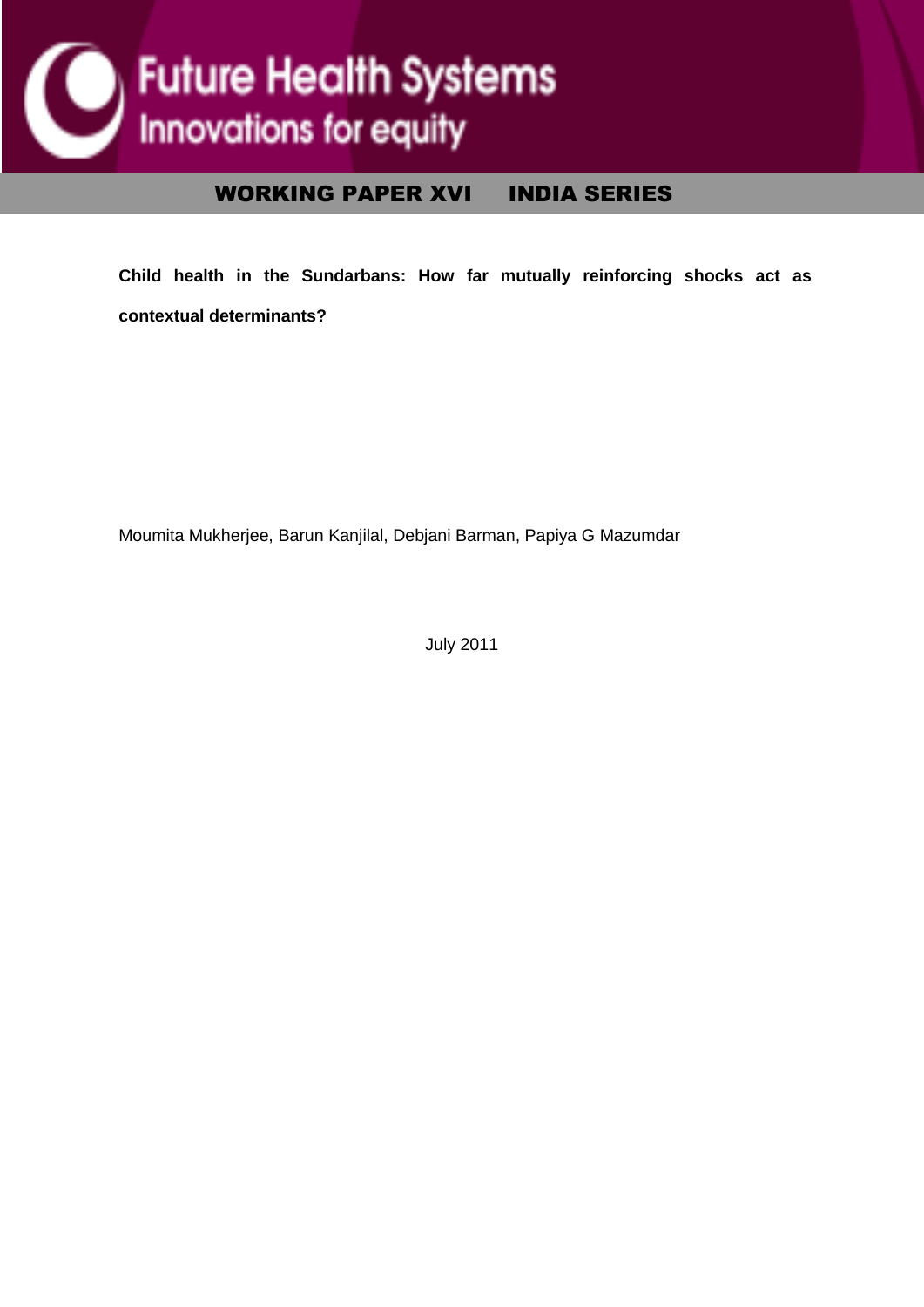Future Health Systems

Innovations for equity

**WORKING PAPER XVI INDIA SERIES**

# Child health in the Sundarbans: How far mutually reinforcing shocks act as contextual determinants?

Moumita Mukherjee, Barun Kanjilal, Debjani Barman, Papiya G Mazumdar

July 2011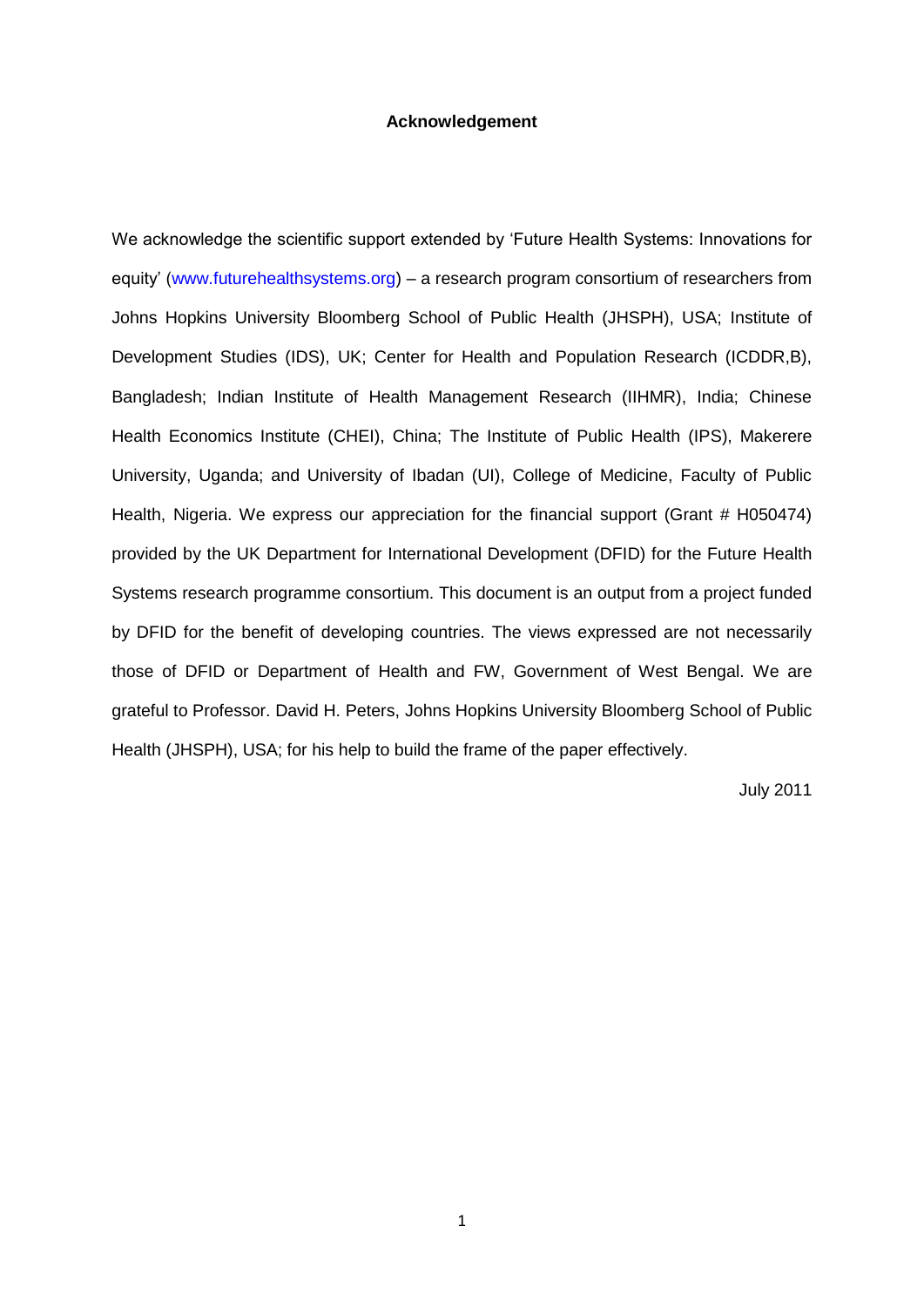**Acknowledgement**

We acknowledge the scientific support extended by 'Future Health Systems: Innovations for equity' (www.futurehealthsystems.org) – a research program consortium of researchers from Johns Hopkins University Bloomberg School of Public Health (JHSPH), USA; Institute of Development Studies (IDS), UK; Center for Health and Population Research (ICDDR,B), Bangladesh; Indian Institute of Health Management Research (IIHMR), India; Chinese Health Economics Institute (CHEI), China; The Institute of Public Health (IPS), Makerere University, Uganda; and University of Ibadan (UI), College of Medicine, Faculty of Public Health, Nigeria. We express our appreciation for the financial support (Grant # H050474) provided by the UK Department for International Development (DFID) for the Future Health Systems research programme consortium. This document is an output from a project funded by DFID for the benefit of developing countries. The views expressed are not necessarily those of DFID or Department of Health and FW, Government of West Bengal. We are grateful to Professor. David H. Peters, Johns Hopkins University Bloomberg School of Public Health (JHSPH), USA; for his help to build the frame of the paper effectively.

July 2011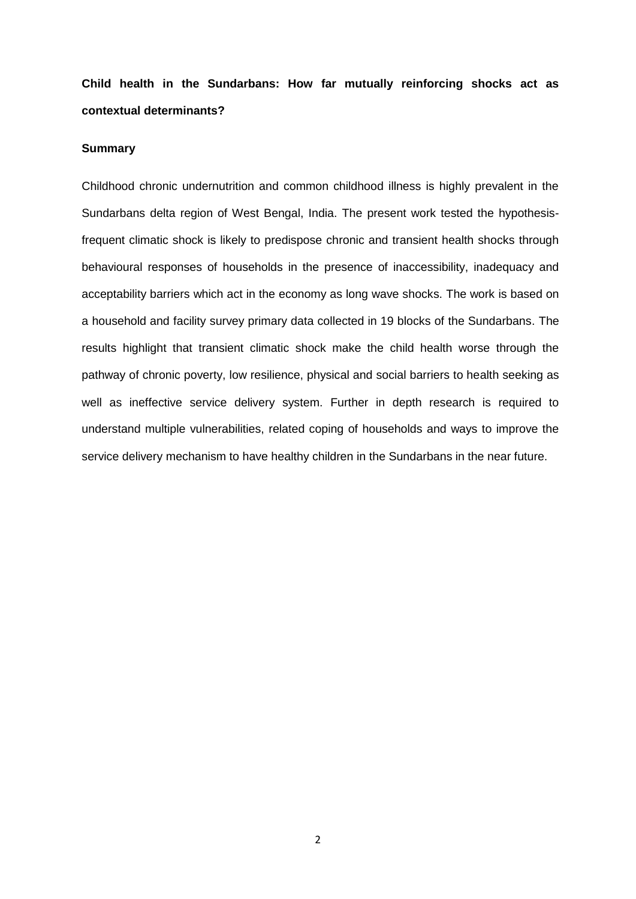**Child health in the Sundarbans: How far mutually reinforcing shocks act as contextual determinants?**

**Summary**

Childhood chronic undernutrition and common childhood illness is highly prevalent in the Sundarbans delta region of West Bengal, India. The present work tested the hypothesis-frequent climatic shock is likely to predispose chronic and transient health shocks through behavioural responses of households in the presence of inaccessibility, inadequacy and acceptability barriers which act in the economy as long wave shocks. The work is based on a household and facility survey primary data collected in 19 blocks of the Sundarbans. The results highlight that transient climatic shock make the child health worse through the pathway of chronic poverty, low resilience, physical and social barriers to health seeking as well as ineffective service delivery system. Further in depth research is required to understand multiple vulnerabilities, related coping of households and ways to improve the service delivery mechanism to have healthy children in the Sundarbans in the near future.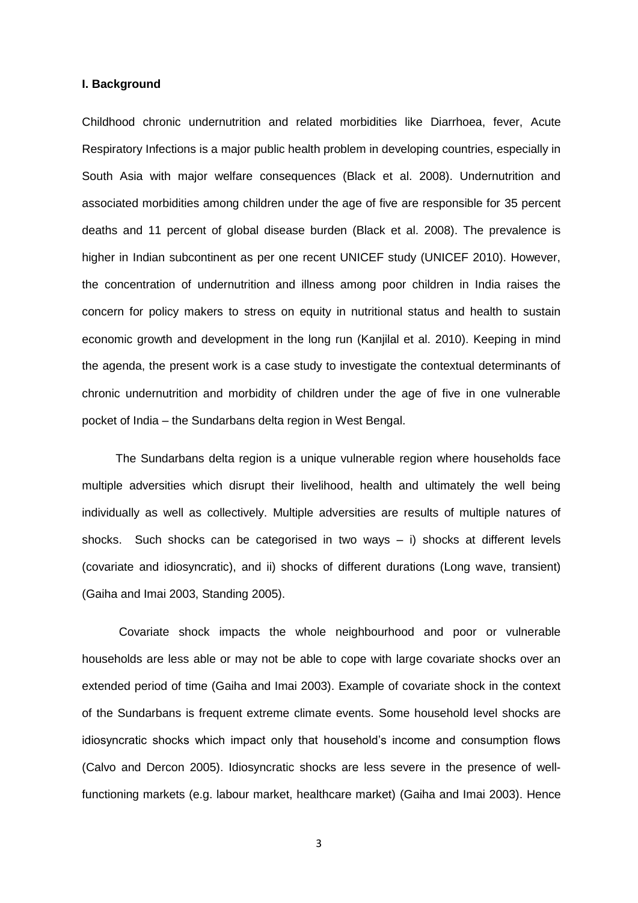## I. Background

Childhood chronic undernutrition and related morbidities like Diarrhoea, fever, Acute Respiratory Infections is a major public health problem in developing countries, especially in South Asia with major welfare consequences (Black et al. 2008). Undernutrition and associated morbidities among children under the age of five are responsible for 35 percent deaths and 11 percent of global disease burden (Black et al. 2008). The prevalence is higher in Indian subcontinent as per one recent UNICEF study (UNICEF 2010). However, the concentration of undernutrition and illness among poor children in India raises the concern for policy makers to stress on equity in nutritional status and health to sustain economic growth and development in the long run (Kanjilal et al. 2010). Keeping in mind the agenda, the present work is a case study to investigate the contextual determinants of chronic undernutrition and morbidity of children under the age of five in one vulnerable pocket of India – the Sundarbans delta region in West Bengal.

The Sundarbans delta region is a unique vulnerable region where households face multiple adversities which disrupt their livelihood, health and ultimately the well being individually as well as collectively. Multiple adversities are results of multiple natures of shocks. Such shocks can be categorised in two ways – i) shocks at different levels (covariate and idiosyncratic), and ii) shocks of different durations (Long wave, transient) (Gaiha and Imai 2003, Standing 2005).

Covariate shock impacts the whole neighbourhood and poor or vulnerable households are less able or may not be able to cope with large covariate shocks over an extended period of time (Gaiha and Imai 2003). Example of covariate shock in the context of the Sundarbans is frequent extreme climate events. Some household level shocks are idiosyncratic shocks which impact only that household's income and consumption flows (Calvo and Dercon 2005). Idiosyncratic shocks are less severe in the presence of well-functioning markets (e.g. labour market, healthcare market) (Gaiha and Imai 2003). Hence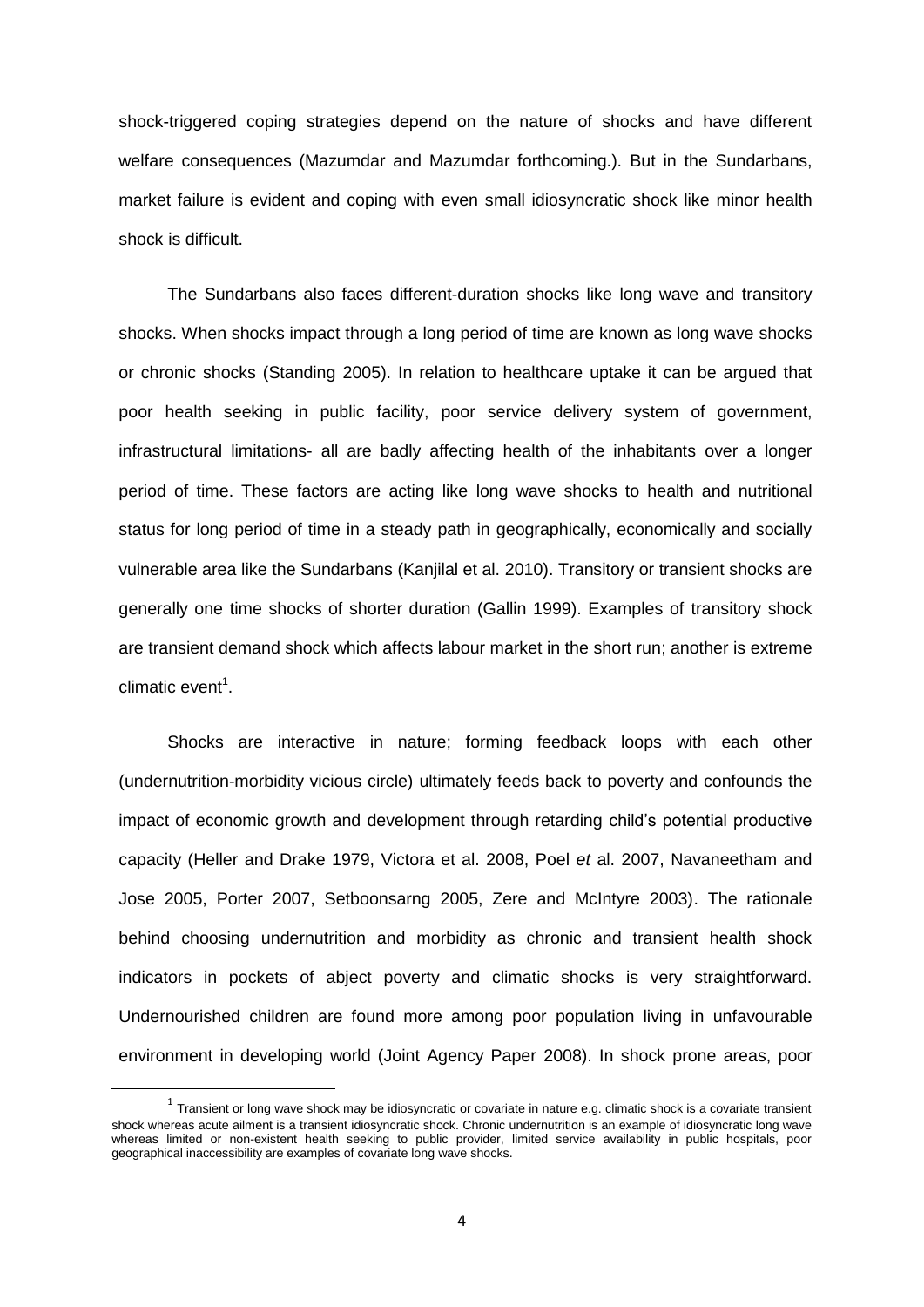shock-triggered coping strategies depend on the nature of shocks and have different welfare consequences (Mazumdar and Mazumdar forthcoming.). But in the Sundarbans, market failure is evident and coping with even small idiosyncratic shock like minor health shock is difficult.

The Sundarbans also faces different-duration shocks like long wave and transitory shocks. When shocks impact through a long period of time are known as long wave shocks or chronic shocks (Standing 2005). In relation to healthcare uptake it can be argued that poor health seeking in public facility, poor service delivery system of government, infrastructural limitations- all are badly affecting health of the inhabitants over a longer period of time. These factors are acting like long wave shocks to health and nutritional status for long period of time in a steady path in geographically, economically and socially vulnerable area like the Sundarbans (Kanjilal et al. 2010). Transitory or transient shocks are generally one time shocks of shorter duration (Gallin 1999). Examples of transitory shock are transient demand shock which affects labour market in the short run; another is extreme climatic event[1].

Shocks are interactive in nature; forming feedback loops with each other (undernutrition-morbidity vicious circle) ultimately feeds back to poverty and confounds the impact of economic growth and development through retarding child's potential productive capacity (Heller and Drake 1979, Victora et al. 2008, Poel *et* al. 2007, Navaneetham and Jose 2005, Porter 2007, Setboonsarng 2005, Zere and McIntyre 2003). The rationale behind choosing undernutrition and morbidity as chronic and transient health shock indicators in pockets of abject poverty and climatic shocks is very straightforward. Undernourished children are found more among poor population living in unfavourable environment in developing world (Joint Agency Paper 2008). In shock prone areas, poor

---

[1] Transient or long wave shock may be idiosyncratic or covariate in nature e.g. climatic shock is a covariate transient shock whereas acute ailment is a transient idiosyncratic shock. Chronic undernutrition is an example of idiosyncratic long wave whereas limited or non-existent health seeking to public provider, limited service availability in public hospitals, poor geographical inaccessibility are examples of covariate long wave shocks.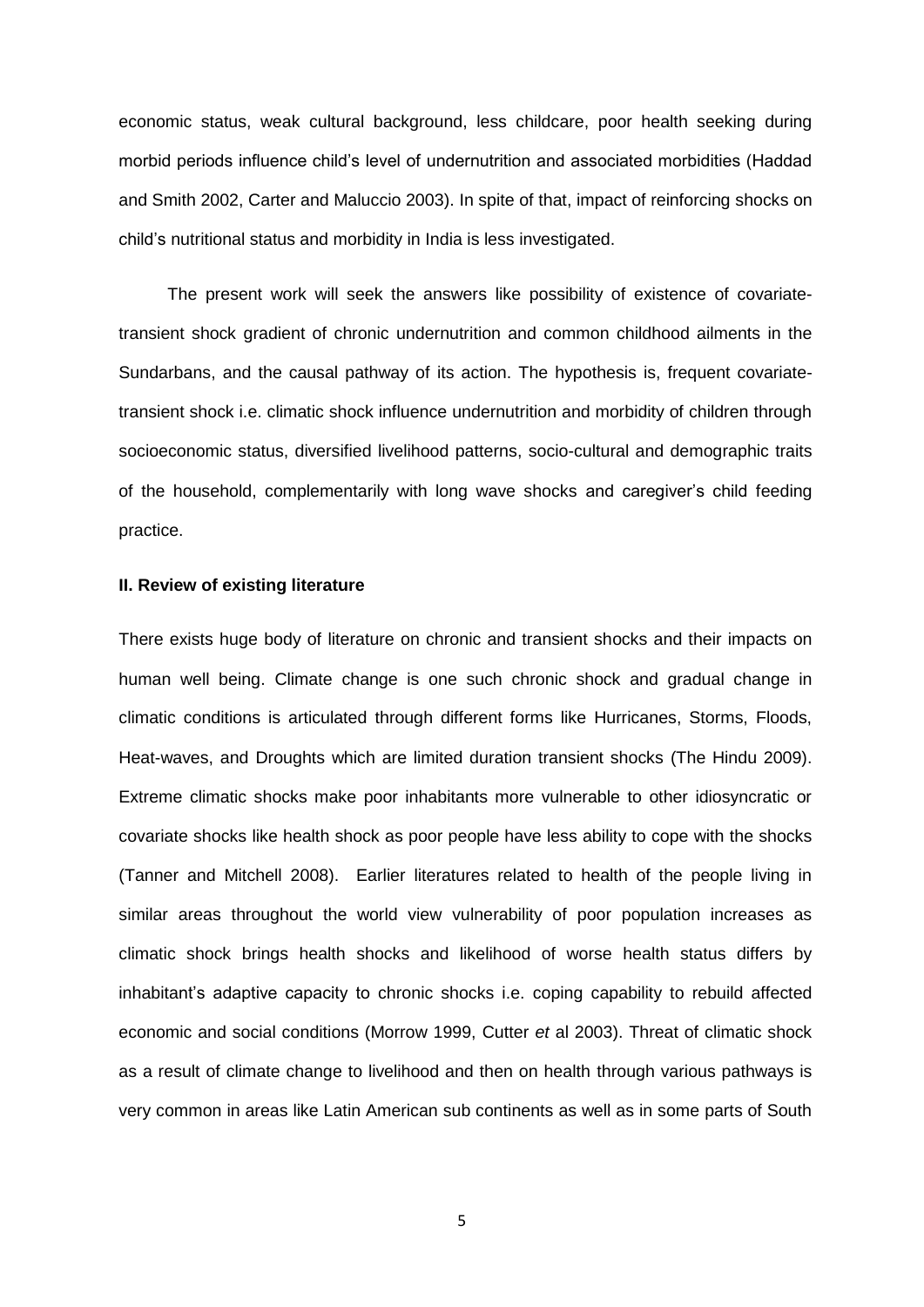economic status, weak cultural background, less childcare, poor health seeking during morbid periods influence child's level of undernutrition and associated morbidities (Haddad and Smith 2002, Carter and Maluccio 2003). In spite of that, impact of reinforcing shocks on child's nutritional status and morbidity in India is less investigated.

The present work will seek the answers like possibility of existence of covariate-transient shock gradient of chronic undernutrition and common childhood ailments in the Sundarbans, and the causal pathway of its action. The hypothesis is, frequent covariate-transient shock i.e. climatic shock influence undernutrition and morbidity of children through socioeconomic status, diversified livelihood patterns, socio-cultural and demographic traits of the household, complementarily with long wave shocks and caregiver's child feeding practice.

**II. Review of existing literature**

There exists huge body of literature on chronic and transient shocks and their impacts on human well being. Climate change is one such chronic shock and gradual change in climatic conditions is articulated through different forms like Hurricanes, Storms, Floods, Heat-waves, and Droughts which are limited duration transient shocks (The Hindu 2009). Extreme climatic shocks make poor inhabitants more vulnerable to other idiosyncratic or covariate shocks like health shock as poor people have less ability to cope with the shocks (Tanner and Mitchell 2008). Earlier literatures related to health of the people living in similar areas throughout the world view vulnerability of poor population increases as climatic shock brings health shocks and likelihood of worse health status differs by inhabitant's adaptive capacity to chronic shocks i.e. coping capability to rebuild affected economic and social conditions (Morrow 1999, Cutter *et* al 2003). Threat of climatic shock as a result of climate change to livelihood and then on health through various pathways is very common in areas like Latin American sub continents as well as in some parts of South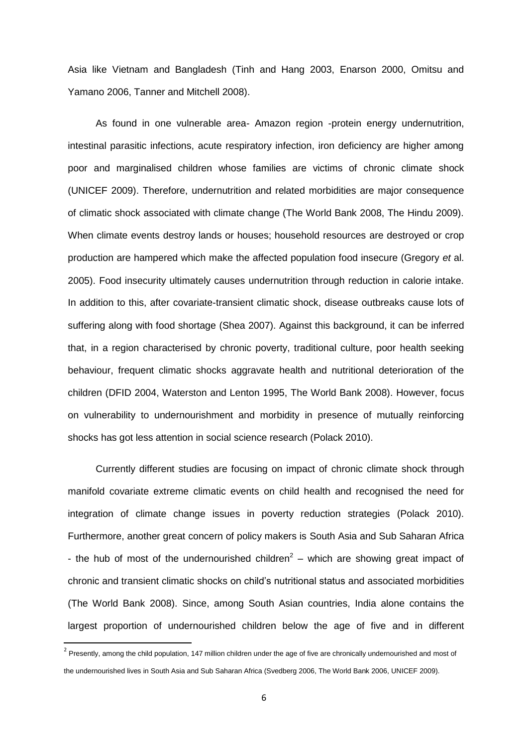Asia like Vietnam and Bangladesh (Tinh and Hang 2003, Enarson 2000, Omitsu and Yamano 2006, Tanner and Mitchell 2008).

As found in one vulnerable area- Amazon region -protein energy undernutrition, intestinal parasitic infections, acute respiratory infection, iron deficiency are higher among poor and marginalised children whose families are victims of chronic climate shock (UNICEF 2009). Therefore, undernutrition and related morbidities are major consequence of climatic shock associated with climate change (The World Bank 2008, The Hindu 2009). When climate events destroy lands or houses; household resources are destroyed or crop production are hampered which make the affected population food insecure (Gregory *et* al. 2005). Food insecurity ultimately causes undernutrition through reduction in calorie intake. In addition to this, after covariate-transient climatic shock, disease outbreaks cause lots of suffering along with food shortage (Shea 2007). Against this background, it can be inferred that, in a region characterised by chronic poverty, traditional culture, poor health seeking behaviour, frequent climatic shocks aggravate health and nutritional deterioration of the children (DFID 2004, Waterston and Lenton 1995, The World Bank 2008). However, focus on vulnerability to undernourishment and morbidity in presence of mutually reinforcing shocks has got less attention in social science research (Polack 2010).

Currently different studies are focusing on impact of chronic climate shock through manifold covariate extreme climatic events on child health and recognised the need for integration of climate change issues in poverty reduction strategies (Polack 2010). Furthermore, another great concern of policy makers is South Asia and Sub Saharan Africa - the hub of most of the undernourished children[2] – which are showing great impact of chronic and transient climatic shocks on child's nutritional status and associated morbidities (The World Bank 2008). Since, among South Asian countries, India alone contains the largest proportion of undernourished children below the age of five and in different

[2] Presently, among the child population, 147 million children under the age of five are chronically undernourished and most of the undernourished lives in South Asia and Sub Saharan Africa (Svedberg 2006, The World Bank 2006, UNICEF 2009).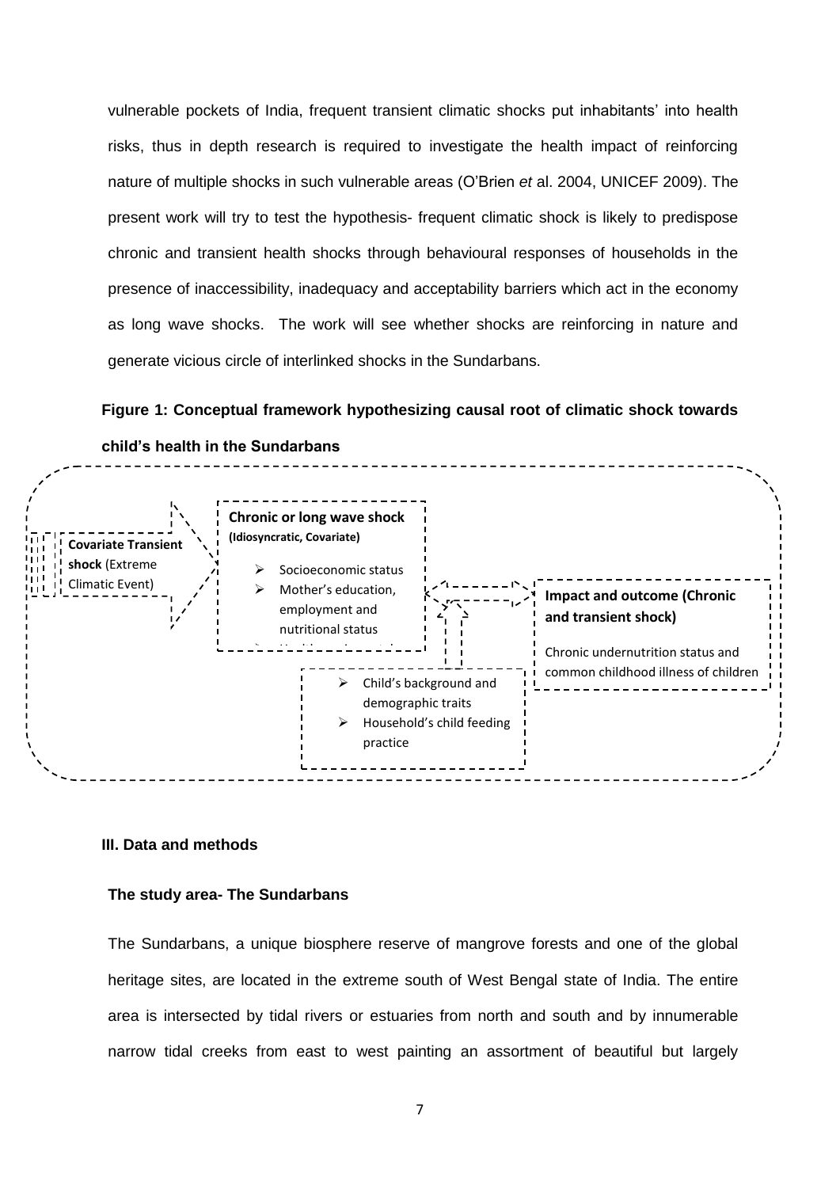vulnerable pockets of India, frequent transient climatic shocks put inhabitants' into health risks, thus in depth research is required to investigate the health impact of reinforcing nature of multiple shocks in such vulnerable areas (O'Brien *et* al. 2004, UNICEF 2009). The present work will try to test the hypothesis- frequent climatic shock is likely to predispose chronic and transient health shocks through behavioural responses of households in the presence of inaccessibility, inadequacy and acceptability barriers which act in the economy as long wave shocks. The work will see whether shocks are reinforcing in nature and generate vicious circle of interlinked shocks in the Sundarbans.

**Figure 1: Conceptual framework hypothesizing causal root of climatic shock towards child's health in the Sundarbans**

**Covariate Transient shock** (Extreme Climatic Event)

**Chronic or long wave shock (Idiosyncratic, Covariate)**

- Socioeconomic status
- Mother's education, employment and nutritional status

**Impact and outcome (Chronic and transient shock)**

Chronic undernutrition status and common childhood illness of children

- Child's background and demographic traits
- Household's child feeding practice

## III. Data and methods

### The study area- The Sundarbans

The Sundarbans, a unique biosphere reserve of mangrove forests and one of the global heritage sites, are located in the extreme south of West Bengal state of India. The entire area is intersected by tidal rivers or estuaries from north and south and by innumerable narrow tidal creeks from east to west painting an assortment of beautiful but largely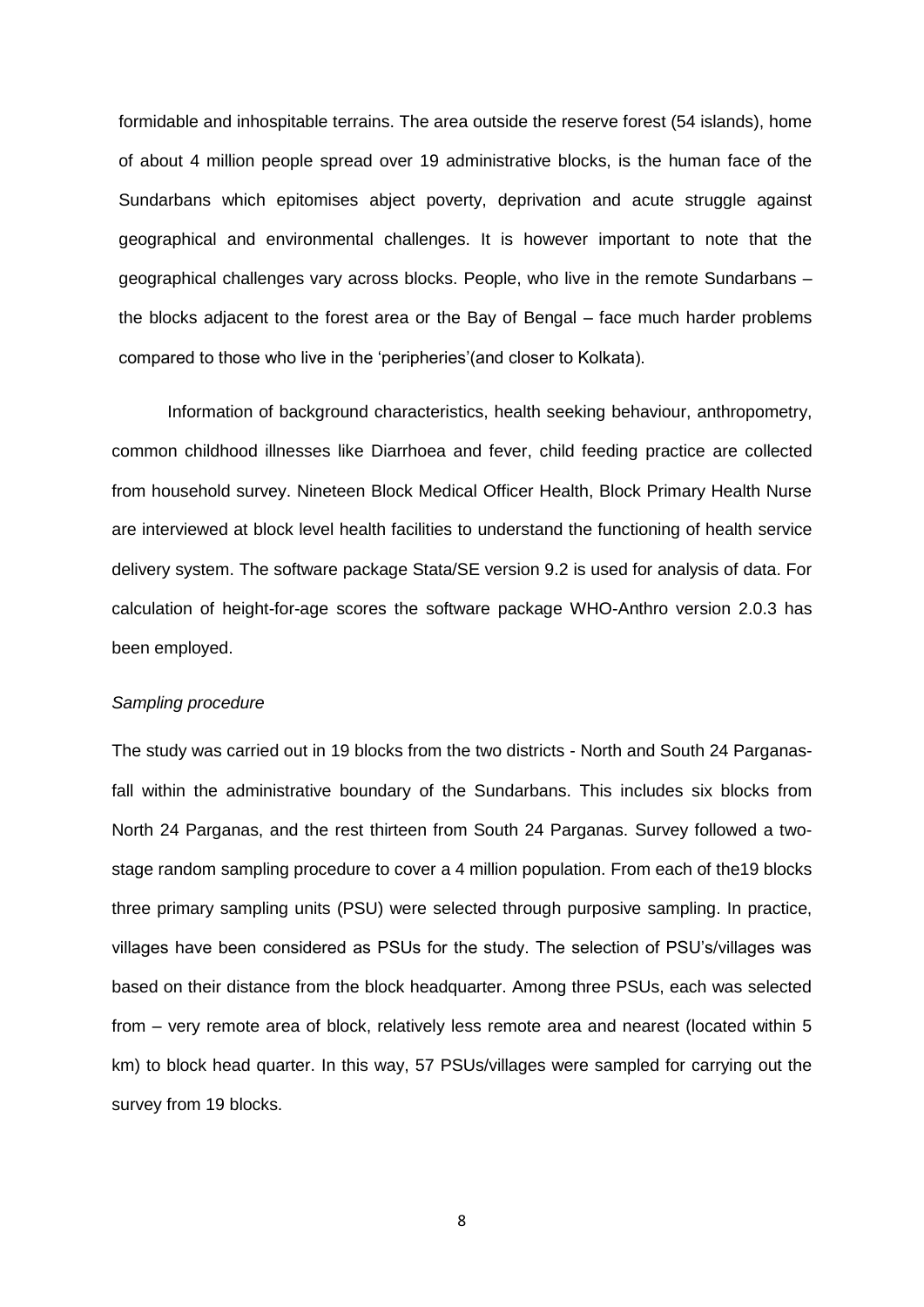formidable and inhospitable terrains. The area outside the reserve forest (54 islands), home of about 4 million people spread over 19 administrative blocks, is the human face of the Sundarbans which epitomises abject poverty, deprivation and acute struggle against geographical and environmental challenges. It is however important to note that the geographical challenges vary across blocks. People, who live in the remote Sundarbans – the blocks adjacent to the forest area or the Bay of Bengal – face much harder problems compared to those who live in the 'peripheries'(and closer to Kolkata).

Information of background characteristics, health seeking behaviour, anthropometry, common childhood illnesses like Diarrhoea and fever, child feeding practice are collected from household survey. Nineteen Block Medical Officer Health, Block Primary Health Nurse are interviewed at block level health facilities to understand the functioning of health service delivery system. The software package Stata/SE version 9.2 is used for analysis of data. For calculation of height-for-age scores the software package WHO-Anthro version 2.0.3 has been employed.

*Sampling procedure*

The study was carried out in 19 blocks from the two districts - North and South 24 Parganas-fall within the administrative boundary of the Sundarbans. This includes six blocks from North 24 Parganas, and the rest thirteen from South 24 Parganas. Survey followed a two-stage random sampling procedure to cover a 4 million population. From each of the19 blocks three primary sampling units (PSU) were selected through purposive sampling. In practice, villages have been considered as PSUs for the study. The selection of PSU's/villages was based on their distance from the block headquarter. Among three PSUs, each was selected from – very remote area of block, relatively less remote area and nearest (located within 5 km) to block head quarter. In this way, 57 PSUs/villages were sampled for carrying out the survey from 19 blocks.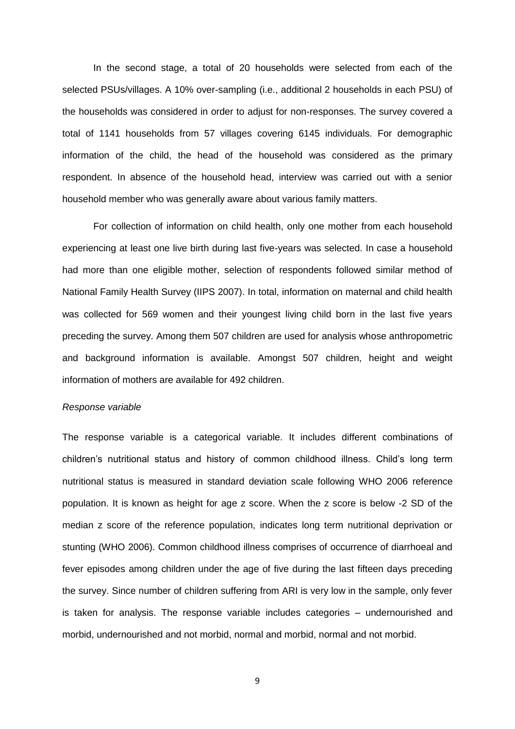In the second stage, a total of 20 households were selected from each of the selected PSUs/villages. A 10% over-sampling (i.e., additional 2 households in each PSU) of the households was considered in order to adjust for non-responses. The survey covered a total of 1141 households from 57 villages covering 6145 individuals. For demographic information of the child, the head of the household was considered as the primary respondent. In absence of the household head, interview was carried out with a senior household member who was generally aware about various family matters.

For collection of information on child health, only one mother from each household experiencing at least one live birth during last five-years was selected. In case a household had more than one eligible mother, selection of respondents followed similar method of National Family Health Survey (IIPS 2007). In total, information on maternal and child health was collected for 569 women and their youngest living child born in the last five years preceding the survey. Among them 507 children are used for analysis whose anthropometric and background information is available. Amongst 507 children, height and weight information of mothers are available for 492 children.

*Response variable*

The response variable is a categorical variable. It includes different combinations of children's nutritional status and history of common childhood illness. Child's long term nutritional status is measured in standard deviation scale following WHO 2006 reference population. It is known as height for age z score. When the z score is below -2 SD of the median z score of the reference population, indicates long term nutritional deprivation or stunting (WHO 2006). Common childhood illness comprises of occurrence of diarrhoeal and fever episodes among children under the age of five during the last fifteen days preceding the survey. Since number of children suffering from ARI is very low in the sample, only fever is taken for analysis. The response variable includes categories – undernourished and morbid, undernourished and not morbid, normal and morbid, normal and not morbid.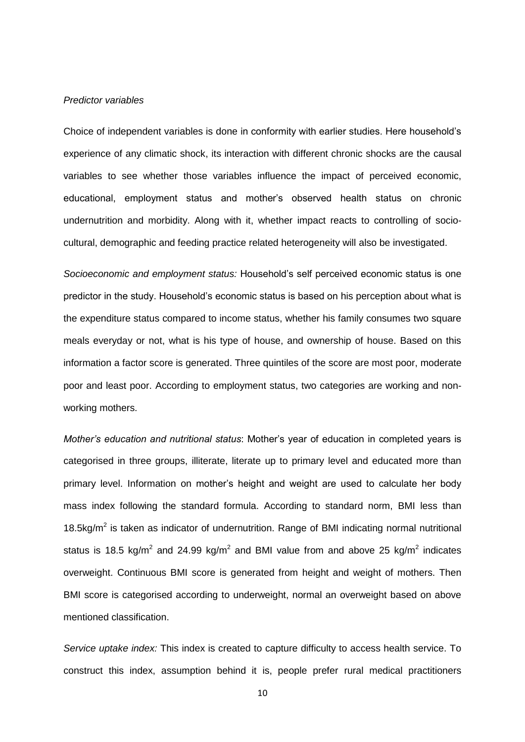*Predictor variables*

Choice of independent variables is done in conformity with earlier studies. Here household's experience of any climatic shock, its interaction with different chronic shocks are the causal variables to see whether those variables influence the impact of perceived economic, educational, employment status and mother's observed health status on chronic undernutrition and morbidity. Along with it, whether impact reacts to controlling of socio-cultural, demographic and feeding practice related heterogeneity will also be investigated.

*Socioeconomic and employment status:* Household's self perceived economic status is one predictor in the study. Household's economic status is based on his perception about what is the expenditure status compared to income status, whether his family consumes two square meals everyday or not, what is his type of house, and ownership of house. Based on this information a factor score is generated. Three quintiles of the score are most poor, moderate poor and least poor. According to employment status, two categories are working and non-working mothers.

*Mother's education and nutritional status*: Mother's year of education in completed years is categorised in three groups, illiterate, literate up to primary level and educated more than primary level. Information on mother's height and weight are used to calculate her body mass index following the standard formula. According to standard norm, BMI less than 18.5kg/m$^2$ is taken as indicator of undernutrition. Range of BMI indicating normal nutritional status is 18.5 kg/m$^2$ and 24.99 kg/m$^2$ and BMI value from and above 25 kg/m$^2$ indicates overweight. Continuous BMI score is generated from height and weight of mothers. Then BMI score is categorised according to underweight, normal an overweight based on above mentioned classification.

*Service uptake index:* This index is created to capture difficulty to access health service. To construct this index, assumption behind it is, people prefer rural medical practitioners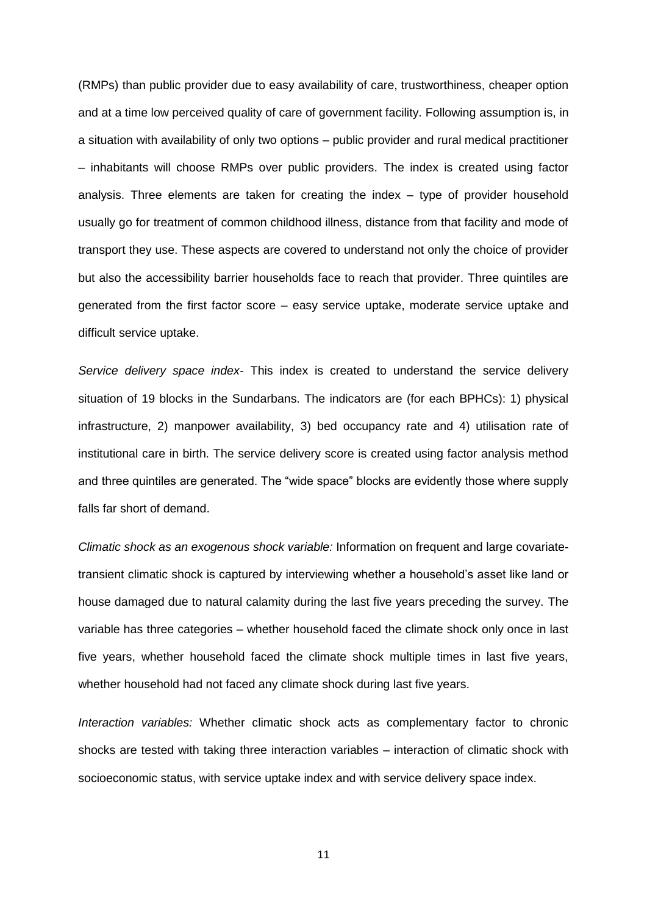(RMPs) than public provider due to easy availability of care, trustworthiness, cheaper option and at a time low perceived quality of care of government facility. Following assumption is, in a situation with availability of only two options – public provider and rural medical practitioner – inhabitants will choose RMPs over public providers. The index is created using factor analysis. Three elements are taken for creating the index – type of provider household usually go for treatment of common childhood illness, distance from that facility and mode of transport they use. These aspects are covered to understand not only the choice of provider but also the accessibility barrier households face to reach that provider. Three quintiles are generated from the first factor score – easy service uptake, moderate service uptake and difficult service uptake.

*Service delivery space index*- This index is created to understand the service delivery situation of 19 blocks in the Sundarbans. The indicators are (for each BPHCs): 1) physical infrastructure, 2) manpower availability, 3) bed occupancy rate and 4) utilisation rate of institutional care in birth. The service delivery score is created using factor analysis method and three quintiles are generated. The "wide space" blocks are evidently those where supply falls far short of demand.

*Climatic shock as an exogenous shock variable:* Information on frequent and large covariate-transient climatic shock is captured by interviewing whether a household's asset like land or house damaged due to natural calamity during the last five years preceding the survey. The variable has three categories – whether household faced the climate shock only once in last five years, whether household faced the climate shock multiple times in last five years, whether household had not faced any climate shock during last five years.

*Interaction variables:* Whether climatic shock acts as complementary factor to chronic shocks are tested with taking three interaction variables – interaction of climatic shock with socioeconomic status, with service uptake index and with service delivery space index.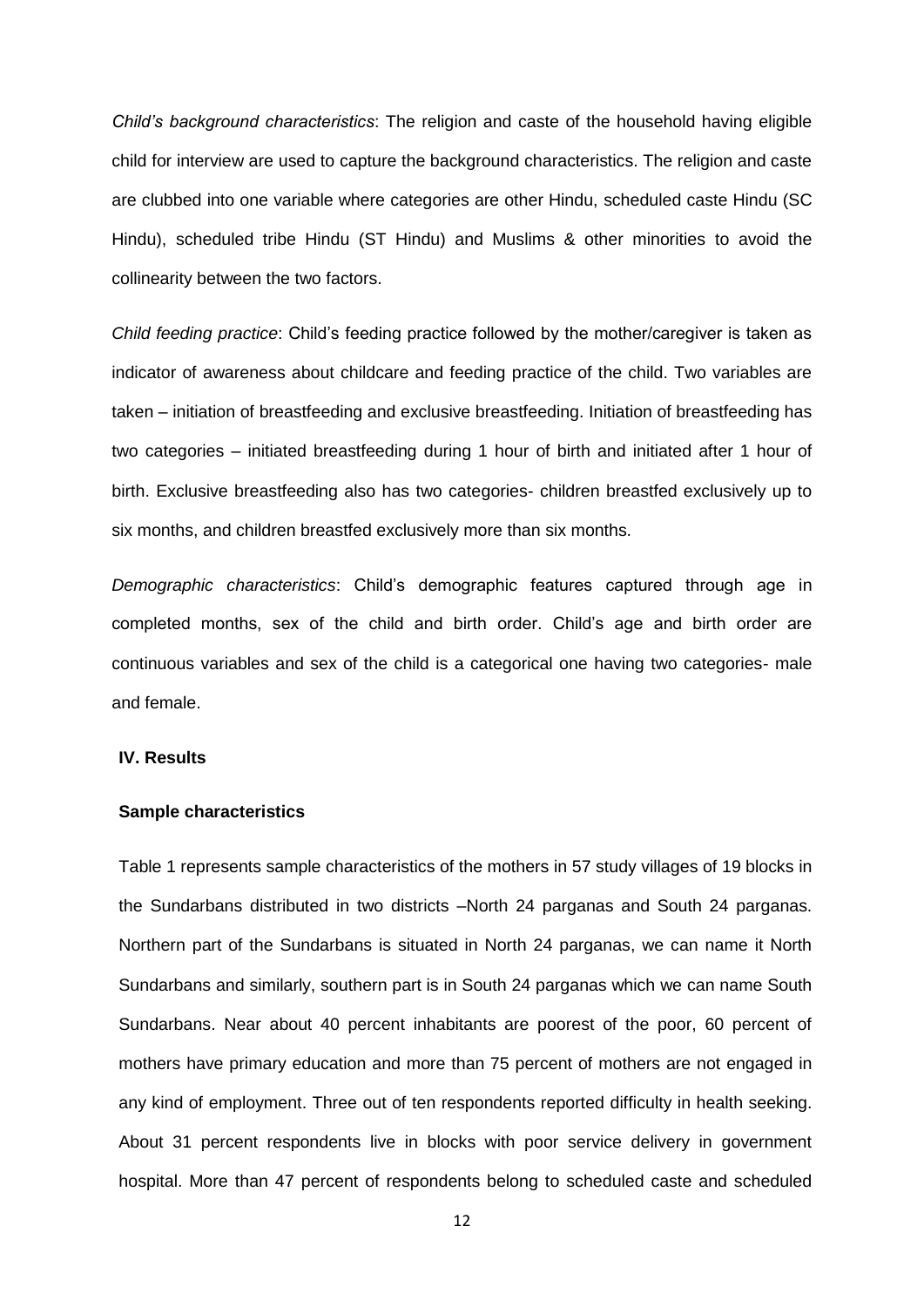*Child's background characteristics*: The religion and caste of the household having eligible child for interview are used to capture the background characteristics. The religion and caste are clubbed into one variable where categories are other Hindu, scheduled caste Hindu (SC Hindu), scheduled tribe Hindu (ST Hindu) and Muslims & other minorities to avoid the collinearity between the two factors.

*Child feeding practice*: Child's feeding practice followed by the mother/caregiver is taken as indicator of awareness about childcare and feeding practice of the child. Two variables are taken – initiation of breastfeeding and exclusive breastfeeding. Initiation of breastfeeding has two categories – initiated breastfeeding during 1 hour of birth and initiated after 1 hour of birth. Exclusive breastfeeding also has two categories- children breastfed exclusively up to six months, and children breastfed exclusively more than six months.

*Demographic characteristics*: Child's demographic features captured through age in completed months, sex of the child and birth order. Child's age and birth order are continuous variables and sex of the child is a categorical one having two categories- male and female.

## IV. Results

### Sample characteristics

Table 1 represents sample characteristics of the mothers in 57 study villages of 19 blocks in the Sundarbans distributed in two districts –North 24 parganas and South 24 parganas. Northern part of the Sundarbans is situated in North 24 parganas, we can name it North Sundarbans and similarly, southern part is in South 24 parganas which we can name South Sundarbans. Near about 40 percent inhabitants are poorest of the poor, 60 percent of mothers have primary education and more than 75 percent of mothers are not engaged in any kind of employment. Three out of ten respondents reported difficulty in health seeking. About 31 percent respondents live in blocks with poor service delivery in government hospital. More than 47 percent of respondents belong to scheduled caste and scheduled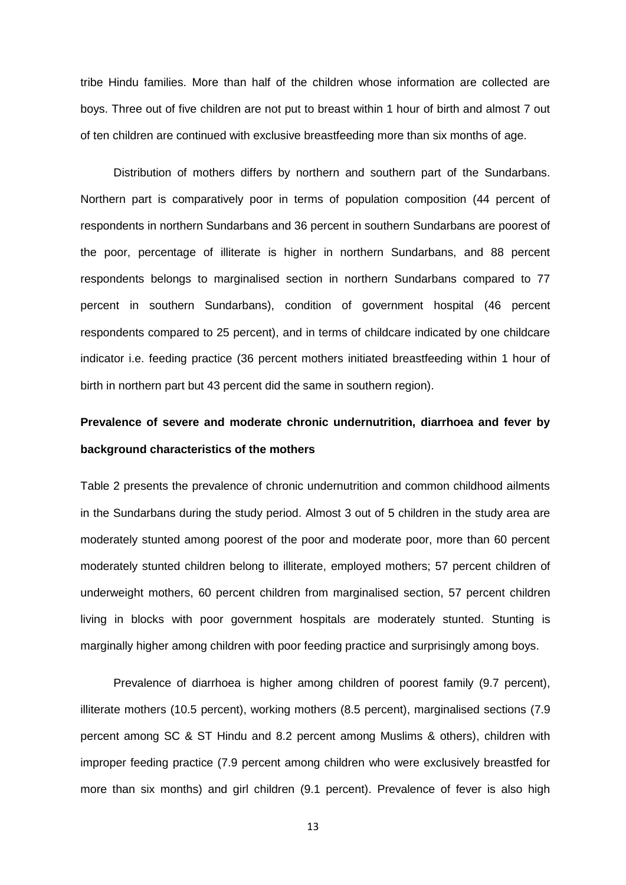tribe Hindu families. More than half of the children whose information are collected are boys. Three out of five children are not put to breast within 1 hour of birth and almost 7 out of ten children are continued with exclusive breastfeeding more than six months of age.

Distribution of mothers differs by northern and southern part of the Sundarbans. Northern part is comparatively poor in terms of population composition (44 percent of respondents in northern Sundarbans and 36 percent in southern Sundarbans are poorest of the poor, percentage of illiterate is higher in northern Sundarbans, and 88 percent respondents belongs to marginalised section in northern Sundarbans compared to 77 percent in southern Sundarbans), condition of government hospital (46 percent respondents compared to 25 percent), and in terms of childcare indicated by one childcare indicator i.e. feeding practice (36 percent mothers initiated breastfeeding within 1 hour of birth in northern part but 43 percent did the same in southern region).

**Prevalence of severe and moderate chronic undernutrition, diarrhoea and fever by background characteristics of the mothers**

Table 2 presents the prevalence of chronic undernutrition and common childhood ailments in the Sundarbans during the study period. Almost 3 out of 5 children in the study area are moderately stunted among poorest of the poor and moderate poor, more than 60 percent moderately stunted children belong to illiterate, employed mothers; 57 percent children of underweight mothers, 60 percent children from marginalised section, 57 percent children living in blocks with poor government hospitals are moderately stunted. Stunting is marginally higher among children with poor feeding practice and surprisingly among boys.

Prevalence of diarrhoea is higher among children of poorest family (9.7 percent), illiterate mothers (10.5 percent), working mothers (8.5 percent), marginalised sections (7.9 percent among SC & ST Hindu and 8.2 percent among Muslims & others), children with improper feeding practice (7.9 percent among children who were exclusively breastfed for more than six months) and girl children (9.1 percent). Prevalence of fever is also high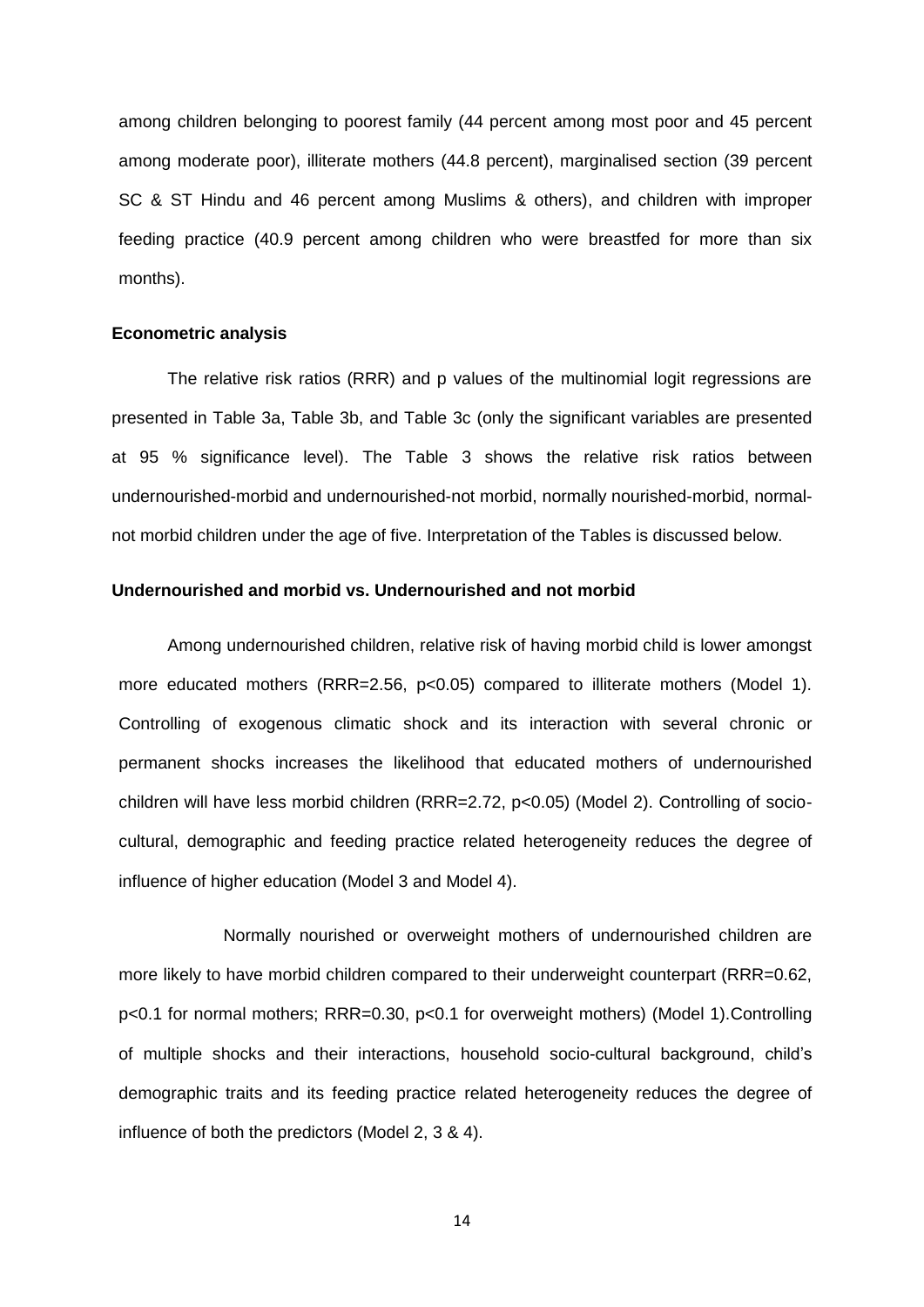among children belonging to poorest family (44 percent among most poor and 45 percent among moderate poor), illiterate mothers (44.8 percent), marginalised section (39 percent SC & ST Hindu and 46 percent among Muslims & others), and children with improper feeding practice (40.9 percent among children who were breastfed for more than six months).

**Econometric analysis**

The relative risk ratios (RRR) and p values of the multinomial logit regressions are presented in Table 3a, Table 3b, and Table 3c (only the significant variables are presented at 95 % significance level). The Table 3 shows the relative risk ratios between undernourished-morbid and undernourished-not morbid, normally nourished-morbid, normal-not morbid children under the age of five. Interpretation of the Tables is discussed below.

**Undernourished and morbid vs. Undernourished and not morbid**

Among undernourished children, relative risk of having morbid child is lower amongst more educated mothers (RRR=2.56, $p<0.05$) compared to illiterate mothers (Model 1). Controlling of exogenous climatic shock and its interaction with several chronic or permanent shocks increases the likelihood that educated mothers of undernourished children will have less morbid children (RRR=2.72, $p<0.05$) (Model 2). Controlling of socio-cultural, demographic and feeding practice related heterogeneity reduces the degree of influence of higher education (Model 3 and Model 4).

Normally nourished or overweight mothers of undernourished children are more likely to have morbid children compared to their underweight counterpart (RRR=0.62, $p<0.1$ for normal mothers; RRR=0.30, $p<0.1$ for overweight mothers) (Model 1).Controlling of multiple shocks and their interactions, household socio-cultural background, child's demographic traits and its feeding practice related heterogeneity reduces the degree of influence of both the predictors (Model 2, 3 & 4).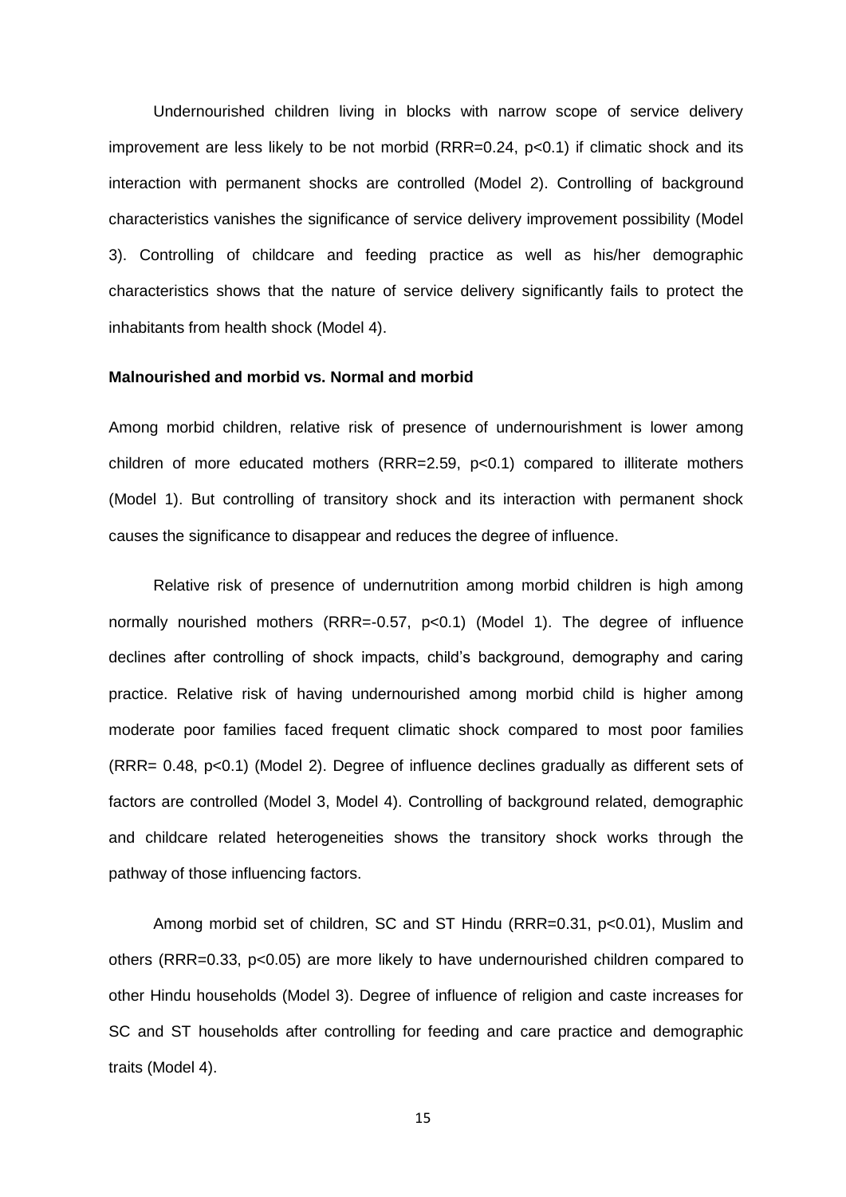Undernourished children living in blocks with narrow scope of service delivery improvement are less likely to be not morbid (RRR=0.24, $p<0.1$) if climatic shock and its interaction with permanent shocks are controlled (Model 2). Controlling of background characteristics vanishes the significance of service delivery improvement possibility (Model 3). Controlling of childcare and feeding practice as well as his/her demographic characteristics shows that the nature of service delivery significantly fails to protect the inhabitants from health shock (Model 4).

**Malnourished and morbid vs. Normal and morbid**

Among morbid children, relative risk of presence of undernourishment is lower among children of more educated mothers (RRR=2.59, $p<0.1$) compared to illiterate mothers (Model 1). But controlling of transitory shock and its interaction with permanent shock causes the significance to disappear and reduces the degree of influence.

Relative risk of presence of undernutrition among morbid children is high among normally nourished mothers (RRR=-0.57, $p<0.1$) (Model 1). The degree of influence declines after controlling of shock impacts, child's background, demography and caring practice. Relative risk of having undernourished among morbid child is higher among moderate poor families faced frequent climatic shock compared to most poor families (RRR= 0.48, $p<0.1$) (Model 2). Degree of influence declines gradually as different sets of factors are controlled (Model 3, Model 4). Controlling of background related, demographic and childcare related heterogeneities shows the transitory shock works through the pathway of those influencing factors.

Among morbid set of children, SC and ST Hindu (RRR=0.31, $p<0.01$), Muslim and others (RRR=0.33, $p<0.05$) are more likely to have undernourished children compared to other Hindu households (Model 3). Degree of influence of religion and caste increases for SC and ST households after controlling for feeding and care practice and demographic traits (Model 4).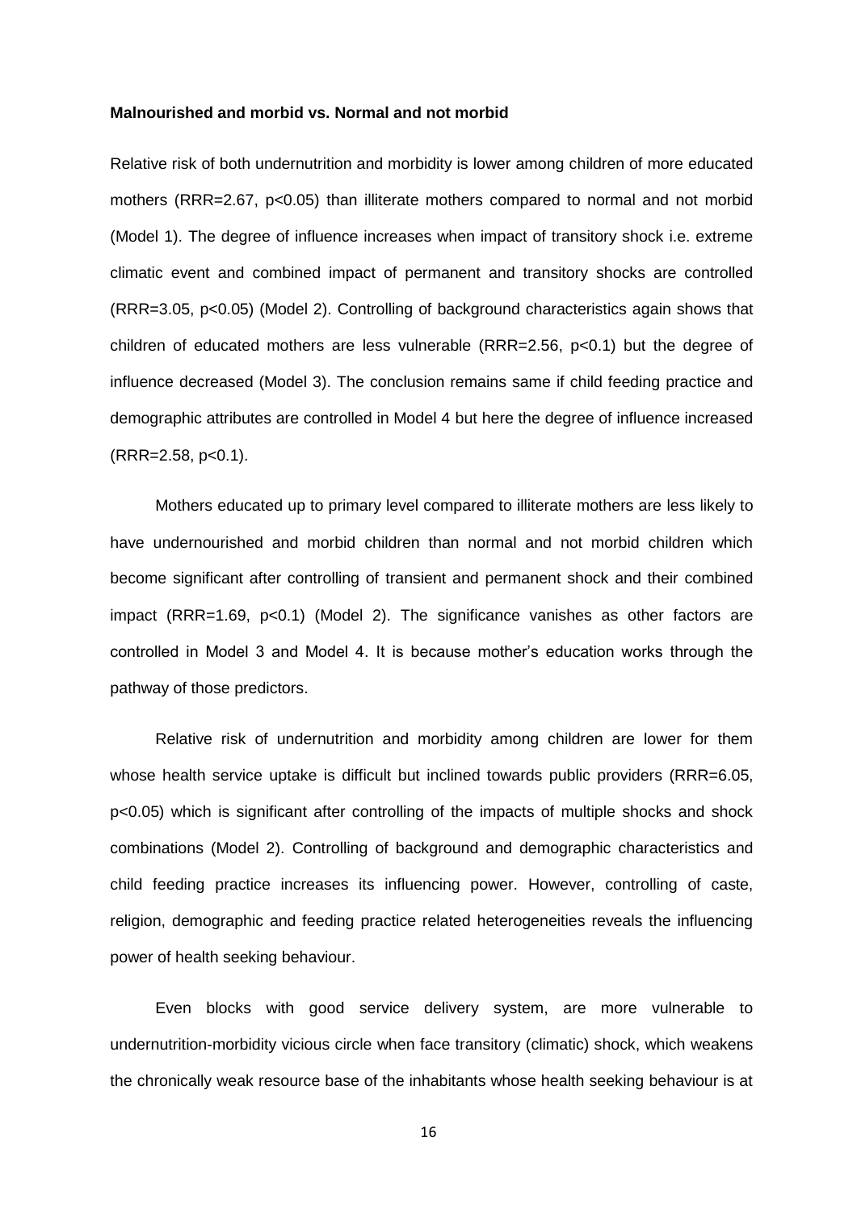**Malnourished and morbid vs. Normal and not morbid**

Relative risk of both undernutrition and morbidity is lower among children of more educated mothers (RRR=2.67, $p<0.05$) than illiterate mothers compared to normal and not morbid (Model 1). The degree of influence increases when impact of transitory shock i.e. extreme climatic event and combined impact of permanent and transitory shocks are controlled (RRR=3.05, $p<0.05$) (Model 2). Controlling of background characteristics again shows that children of educated mothers are less vulnerable (RRR=2.56, $p<0.1$) but the degree of influence decreased (Model 3). The conclusion remains same if child feeding practice and demographic attributes are controlled in Model 4 but here the degree of influence increased (RRR=2.58, $p<0.1$).

Mothers educated up to primary level compared to illiterate mothers are less likely to have undernourished and morbid children than normal and not morbid children which become significant after controlling of transient and permanent shock and their combined impact (RRR=1.69, $p<0.1$) (Model 2). The significance vanishes as other factors are controlled in Model 3 and Model 4. It is because mother's education works through the pathway of those predictors.

Relative risk of undernutrition and morbidity among children are lower for them whose health service uptake is difficult but inclined towards public providers (RRR=6.05, $p<0.05$) which is significant after controlling of the impacts of multiple shocks and shock combinations (Model 2). Controlling of background and demographic characteristics and child feeding practice increases its influencing power. However, controlling of caste, religion, demographic and feeding practice related heterogeneities reveals the influencing power of health seeking behaviour.

Even blocks with good service delivery system, are more vulnerable to undernutrition-morbidity vicious circle when face transitory (climatic) shock, which weakens the chronically weak resource base of the inhabitants whose health seeking behaviour is at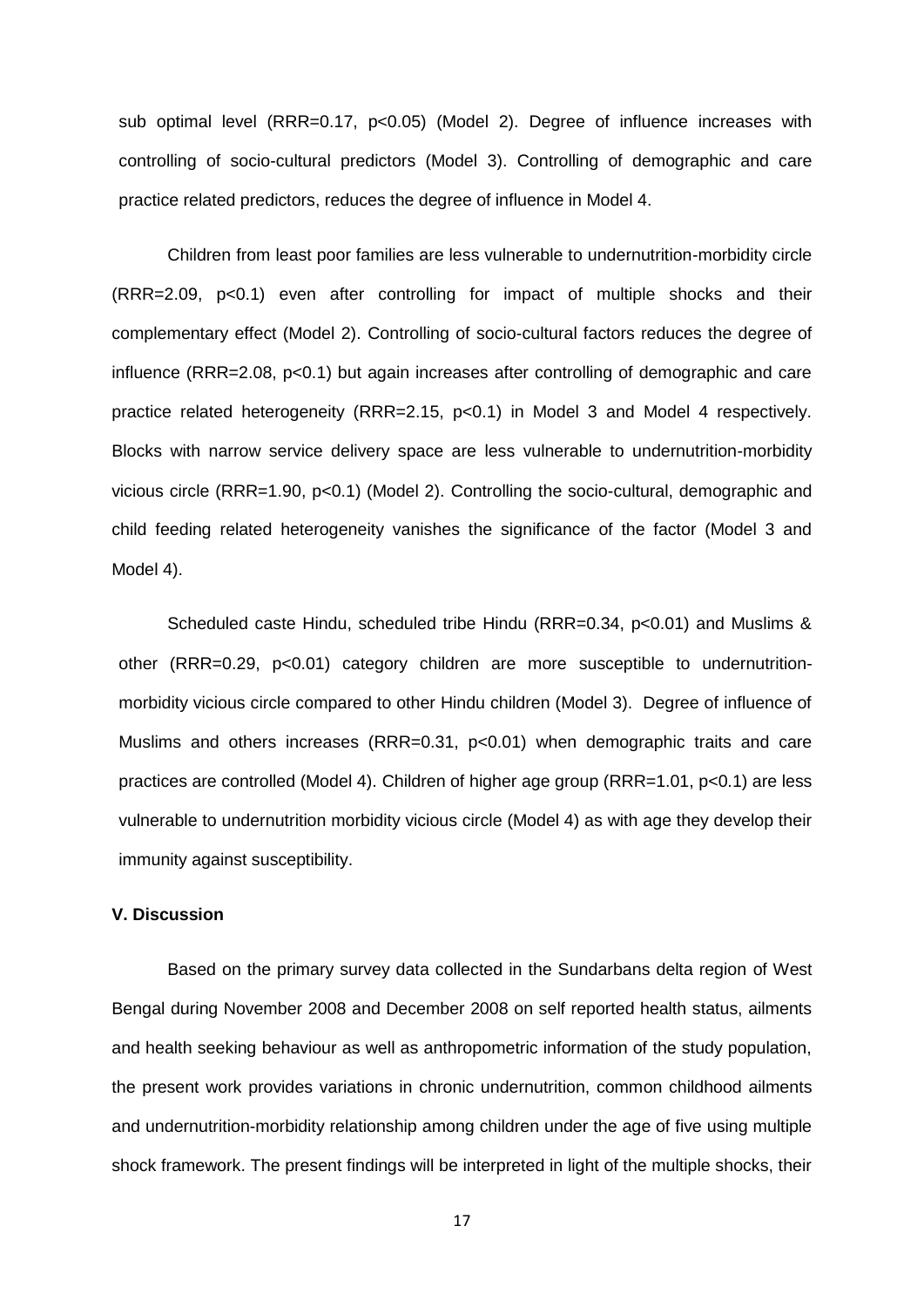sub optimal level (RRR=0.17, $p<0.05$) (Model 2). Degree of influence increases with controlling of socio-cultural predictors (Model 3). Controlling of demographic and care practice related predictors, reduces the degree of influence in Model 4.

Children from least poor families are less vulnerable to undernutrition-morbidity circle (RRR=2.09, $p<0.1$) even after controlling for impact of multiple shocks and their complementary effect (Model 2). Controlling of socio-cultural factors reduces the degree of influence (RRR=2.08, $p<0.1$) but again increases after controlling of demographic and care practice related heterogeneity (RRR=2.15, $p<0.1$) in Model 3 and Model 4 respectively. Blocks with narrow service delivery space are less vulnerable to undernutrition-morbidity vicious circle (RRR=1.90, $p<0.1$) (Model 2). Controlling the socio-cultural, demographic and child feeding related heterogeneity vanishes the significance of the factor (Model 3 and Model 4).

Scheduled caste Hindu, scheduled tribe Hindu (RRR=0.34, $p<0.01$) and Muslims & other (RRR=0.29, $p<0.01$) category children are more susceptible to undernutrition-morbidity vicious circle compared to other Hindu children (Model 3). Degree of influence of Muslims and others increases (RRR=0.31, $p<0.01$) when demographic traits and care practices are controlled (Model 4). Children of higher age group (RRR=1.01, $p<0.1$) are less vulnerable to undernutrition morbidity vicious circle (Model 4) as with age they develop their immunity against susceptibility.

### V. Discussion

Based on the primary survey data collected in the Sundarbans delta region of West Bengal during November 2008 and December 2008 on self reported health status, ailments and health seeking behaviour as well as anthropometric information of the study population, the present work provides variations in chronic undernutrition, common childhood ailments and undernutrition-morbidity relationship among children under the age of five using multiple shock framework. The present findings will be interpreted in light of the multiple shocks, their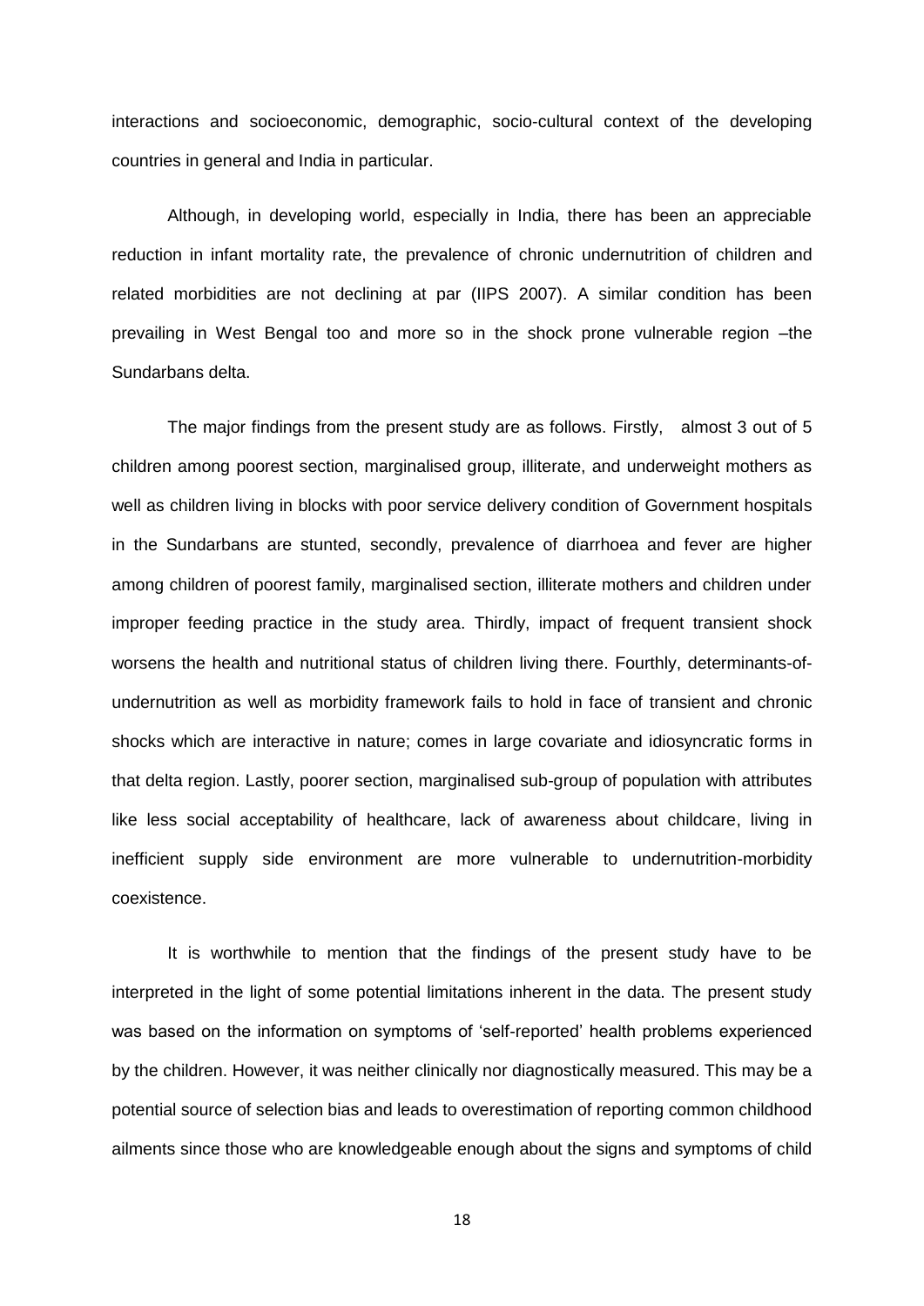interactions and socioeconomic, demographic, socio-cultural context of the developing countries in general and India in particular.

Although, in developing world, especially in India, there has been an appreciable reduction in infant mortality rate, the prevalence of chronic undernutrition of children and related morbidities are not declining at par (IIPS 2007). A similar condition has been prevailing in West Bengal too and more so in the shock prone vulnerable region –the Sundarbans delta.

The major findings from the present study are as follows. Firstly, almost 3 out of 5 children among poorest section, marginalised group, illiterate, and underweight mothers as well as children living in blocks with poor service delivery condition of Government hospitals in the Sundarbans are stunted, secondly, prevalence of diarrhoea and fever are higher among children of poorest family, marginalised section, illiterate mothers and children under improper feeding practice in the study area. Thirdly, impact of frequent transient shock worsens the health and nutritional status of children living there. Fourthly, determinants-of-undernutrition as well as morbidity framework fails to hold in face of transient and chronic shocks which are interactive in nature; comes in large covariate and idiosyncratic forms in that delta region. Lastly, poorer section, marginalised sub-group of population with attributes like less social acceptability of healthcare, lack of awareness about childcare, living in inefficient supply side environment are more vulnerable to undernutrition-morbidity coexistence.

It is worthwhile to mention that the findings of the present study have to be interpreted in the light of some potential limitations inherent in the data. The present study was based on the information on symptoms of 'self-reported' health problems experienced by the children. However, it was neither clinically nor diagnostically measured. This may be a potential source of selection bias and leads to overestimation of reporting common childhood ailments since those who are knowledgeable enough about the signs and symptoms of child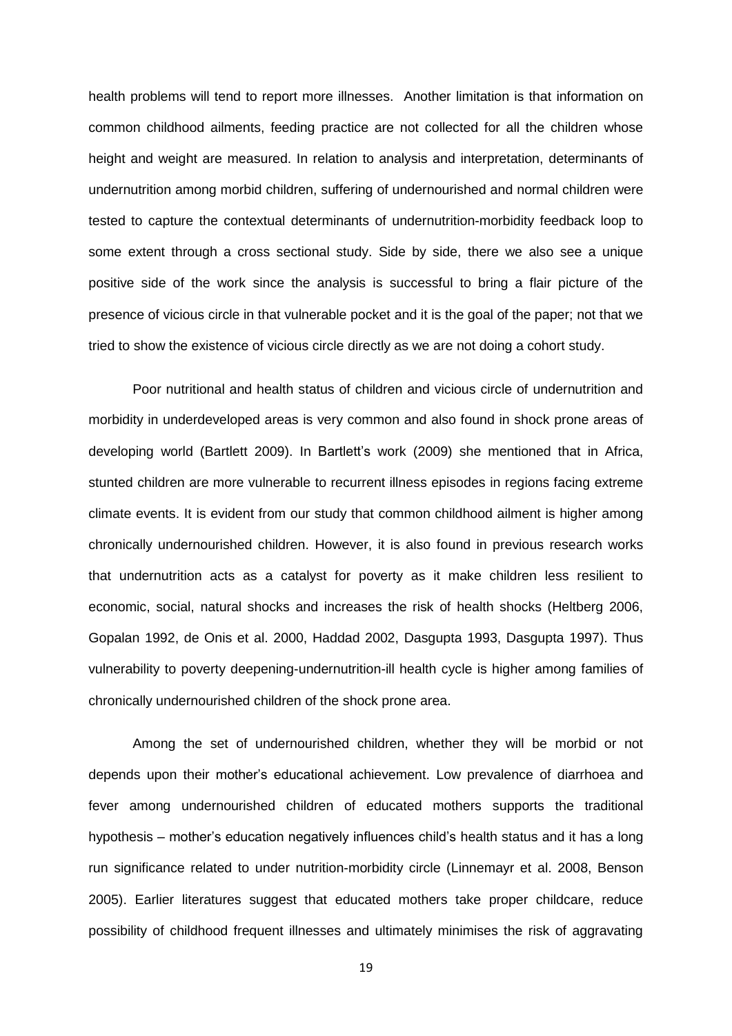health problems will tend to report more illnesses. Another limitation is that information on common childhood ailments, feeding practice are not collected for all the children whose height and weight are measured. In relation to analysis and interpretation, determinants of undernutrition among morbid children, suffering of undernourished and normal children were tested to capture the contextual determinants of undernutrition-morbidity feedback loop to some extent through a cross sectional study. Side by side, there we also see a unique positive side of the work since the analysis is successful to bring a flair picture of the presence of vicious circle in that vulnerable pocket and it is the goal of the paper; not that we tried to show the existence of vicious circle directly as we are not doing a cohort study.

Poor nutritional and health status of children and vicious circle of undernutrition and morbidity in underdeveloped areas is very common and also found in shock prone areas of developing world (Bartlett 2009). In Bartlett's work (2009) she mentioned that in Africa, stunted children are more vulnerable to recurrent illness episodes in regions facing extreme climate events. It is evident from our study that common childhood ailment is higher among chronically undernourished children. However, it is also found in previous research works that undernutrition acts as a catalyst for poverty as it make children less resilient to economic, social, natural shocks and increases the risk of health shocks (Heltberg 2006, Gopalan 1992, de Onis et al. 2000, Haddad 2002, Dasgupta 1993, Dasgupta 1997). Thus vulnerability to poverty deepening-undernutrition-ill health cycle is higher among families of chronically undernourished children of the shock prone area.

Among the set of undernourished children, whether they will be morbid or not depends upon their mother's educational achievement. Low prevalence of diarrhoea and fever among undernourished children of educated mothers supports the traditional hypothesis – mother's education negatively influences child's health status and it has a long run significance related to under nutrition-morbidity circle (Linnemayr et al. 2008, Benson 2005). Earlier literatures suggest that educated mothers take proper childcare, reduce possibility of childhood frequent illnesses and ultimately minimises the risk of aggravating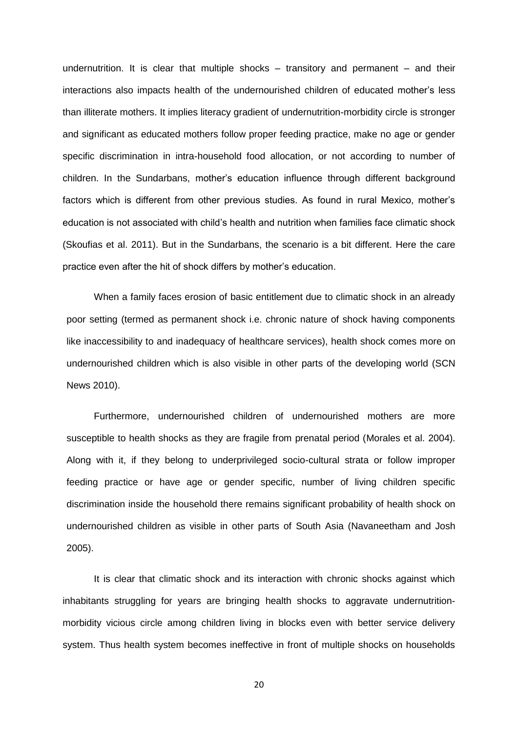undernutrition. It is clear that multiple shocks – transitory and permanent – and their interactions also impacts health of the undernourished children of educated mother's less than illiterate mothers. It implies literacy gradient of undernutrition-morbidity circle is stronger and significant as educated mothers follow proper feeding practice, make no age or gender specific discrimination in intra-household food allocation, or not according to number of children. In the Sundarbans, mother's education influence through different background factors which is different from other previous studies. As found in rural Mexico, mother's education is not associated with child's health and nutrition when families face climatic shock (Skoufias et al. 2011). But in the Sundarbans, the scenario is a bit different. Here the care practice even after the hit of shock differs by mother's education.

When a family faces erosion of basic entitlement due to climatic shock in an already poor setting (termed as permanent shock i.e. chronic nature of shock having components like inaccessibility to and inadequacy of healthcare services), health shock comes more on undernourished children which is also visible in other parts of the developing world (SCN News 2010).

Furthermore, undernourished children of undernourished mothers are more susceptible to health shocks as they are fragile from prenatal period (Morales et al. 2004). Along with it, if they belong to underprivileged socio-cultural strata or follow improper feeding practice or have age or gender specific, number of living children specific discrimination inside the household there remains significant probability of health shock on undernourished children as visible in other parts of South Asia (Navaneetham and Josh 2005).

It is clear that climatic shock and its interaction with chronic shocks against which inhabitants struggling for years are bringing health shocks to aggravate undernutrition-morbidity vicious circle among children living in blocks even with better service delivery system. Thus health system becomes ineffective in front of multiple shocks on households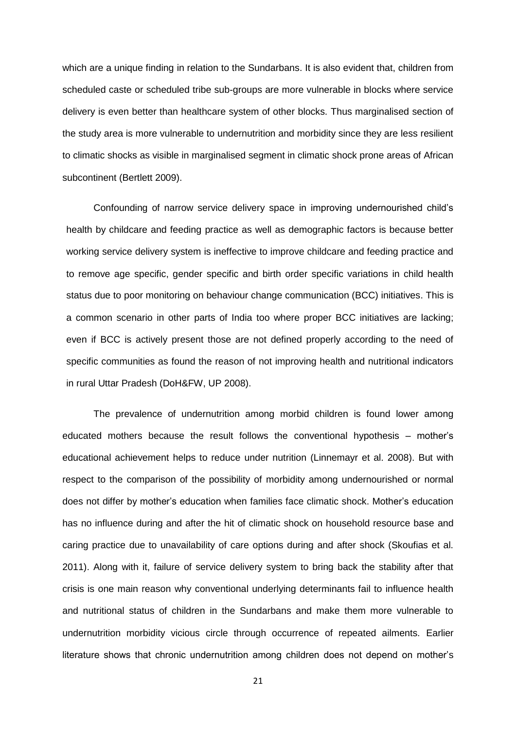which are a unique finding in relation to the Sundarbans. It is also evident that, children from scheduled caste or scheduled tribe sub-groups are more vulnerable in blocks where service delivery is even better than healthcare system of other blocks. Thus marginalised section of the study area is more vulnerable to undernutrition and morbidity since they are less resilient to climatic shocks as visible in marginalised segment in climatic shock prone areas of African subcontinent (Bertlett 2009).

Confounding of narrow service delivery space in improving undernourished child's health by childcare and feeding practice as well as demographic factors is because better working service delivery system is ineffective to improve childcare and feeding practice and to remove age specific, gender specific and birth order specific variations in child health status due to poor monitoring on behaviour change communication (BCC) initiatives. This is a common scenario in other parts of India too where proper BCC initiatives are lacking; even if BCC is actively present those are not defined properly according to the need of specific communities as found the reason of not improving health and nutritional indicators in rural Uttar Pradesh (DoH&FW, UP 2008).

The prevalence of undernutrition among morbid children is found lower among educated mothers because the result follows the conventional hypothesis – mother's educational achievement helps to reduce under nutrition (Linnemayr et al. 2008). But with respect to the comparison of the possibility of morbidity among undernourished or normal does not differ by mother's education when families face climatic shock. Mother's education has no influence during and after the hit of climatic shock on household resource base and caring practice due to unavailability of care options during and after shock (Skoufias et al. 2011). Along with it, failure of service delivery system to bring back the stability after that crisis is one main reason why conventional underlying determinants fail to influence health and nutritional status of children in the Sundarbans and make them more vulnerable to undernutrition morbidity vicious circle through occurrence of repeated ailments. Earlier literature shows that chronic undernutrition among children does not depend on mother's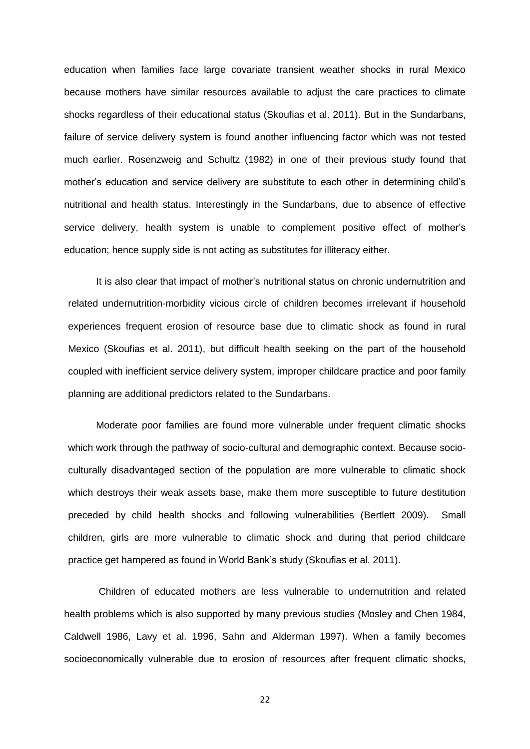education when families face large covariate transient weather shocks in rural Mexico because mothers have similar resources available to adjust the care practices to climate shocks regardless of their educational status (Skoufias et al. 2011). But in the Sundarbans, failure of service delivery system is found another influencing factor which was not tested much earlier. Rosenzweig and Schultz (1982) in one of their previous study found that mother's education and service delivery are substitute to each other in determining child's nutritional and health status. Interestingly in the Sundarbans, due to absence of effective service delivery, health system is unable to complement positive effect of mother's education; hence supply side is not acting as substitutes for illiteracy either.

It is also clear that impact of mother's nutritional status on chronic undernutrition and related undernutrition-morbidity vicious circle of children becomes irrelevant if household experiences frequent erosion of resource base due to climatic shock as found in rural Mexico (Skoufias et al. 2011), but difficult health seeking on the part of the household coupled with inefficient service delivery system, improper childcare practice and poor family planning are additional predictors related to the Sundarbans.

Moderate poor families are found more vulnerable under frequent climatic shocks which work through the pathway of socio-cultural and demographic context. Because socio-culturally disadvantaged section of the population are more vulnerable to climatic shock which destroys their weak assets base, make them more susceptible to future destitution preceded by child health shocks and following vulnerabilities (Bertlett 2009). Small children, girls are more vulnerable to climatic shock and during that period childcare practice get hampered as found in World Bank's study (Skoufias et al. 2011).

Children of educated mothers are less vulnerable to undernutrition and related health problems which is also supported by many previous studies (Mosley and Chen 1984, Caldwell 1986, Lavy et al. 1996, Sahn and Alderman 1997). When a family becomes socioeconomically vulnerable due to erosion of resources after frequent climatic shocks,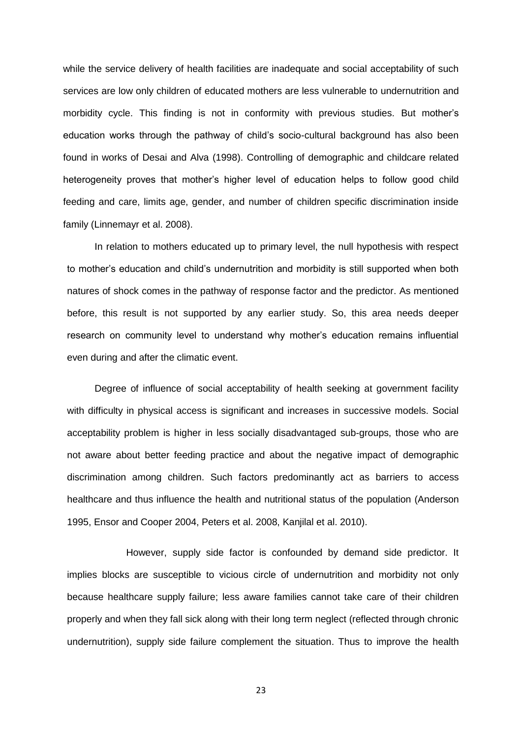while the service delivery of health facilities are inadequate and social acceptability of such services are low only children of educated mothers are less vulnerable to undernutrition and morbidity cycle. This finding is not in conformity with previous studies. But mother's education works through the pathway of child's socio-cultural background has also been found in works of Desai and Alva (1998). Controlling of demographic and childcare related heterogeneity proves that mother's higher level of education helps to follow good child feeding and care, limits age, gender, and number of children specific discrimination inside family (Linnemayr et al. 2008).

In relation to mothers educated up to primary level, the null hypothesis with respect to mother's education and child's undernutrition and morbidity is still supported when both natures of shock comes in the pathway of response factor and the predictor. As mentioned before, this result is not supported by any earlier study. So, this area needs deeper research on community level to understand why mother's education remains influential even during and after the climatic event.

Degree of influence of social acceptability of health seeking at government facility with difficulty in physical access is significant and increases in successive models. Social acceptability problem is higher in less socially disadvantaged sub-groups, those who are not aware about better feeding practice and about the negative impact of demographic discrimination among children. Such factors predominantly act as barriers to access healthcare and thus influence the health and nutritional status of the population (Anderson 1995, Ensor and Cooper 2004, Peters et al. 2008, Kanjilal et al. 2010).

However, supply side factor is confounded by demand side predictor. It implies blocks are susceptible to vicious circle of undernutrition and morbidity not only because healthcare supply failure; less aware families cannot take care of their children properly and when they fall sick along with their long term neglect (reflected through chronic undernutrition), supply side failure complement the situation. Thus to improve the health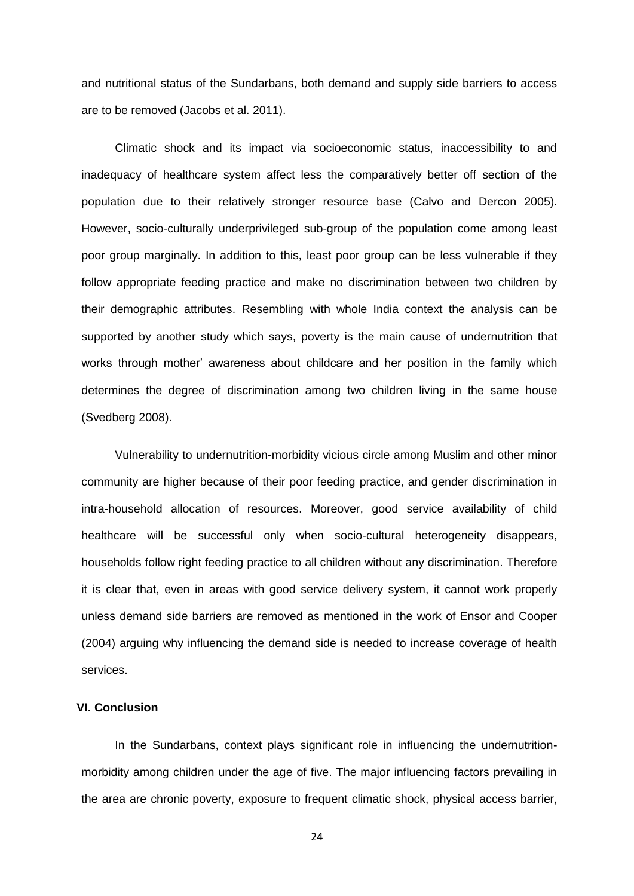and nutritional status of the Sundarbans, both demand and supply side barriers to access are to be removed (Jacobs et al. 2011).

Climatic shock and its impact via socioeconomic status, inaccessibility to and inadequacy of healthcare system affect less the comparatively better off section of the population due to their relatively stronger resource base (Calvo and Dercon 2005). However, socio-culturally underprivileged sub-group of the population come among least poor group marginally. In addition to this, least poor group can be less vulnerable if they follow appropriate feeding practice and make no discrimination between two children by their demographic attributes. Resembling with whole India context the analysis can be supported by another study which says, poverty is the main cause of undernutrition that works through mother' awareness about childcare and her position in the family which determines the degree of discrimination among two children living in the same house (Svedberg 2008).

Vulnerability to undernutrition-morbidity vicious circle among Muslim and other minor community are higher because of their poor feeding practice, and gender discrimination in intra-household allocation of resources. Moreover, good service availability of child healthcare will be successful only when socio-cultural heterogeneity disappears, households follow right feeding practice to all children without any discrimination. Therefore it is clear that, even in areas with good service delivery system, it cannot work properly unless demand side barriers are removed as mentioned in the work of Ensor and Cooper (2004) arguing why influencing the demand side is needed to increase coverage of health services.

## VI. Conclusion

In the Sundarbans, context plays significant role in influencing the undernutrition-morbidity among children under the age of five. The major influencing factors prevailing in the area are chronic poverty, exposure to frequent climatic shock, physical access barrier,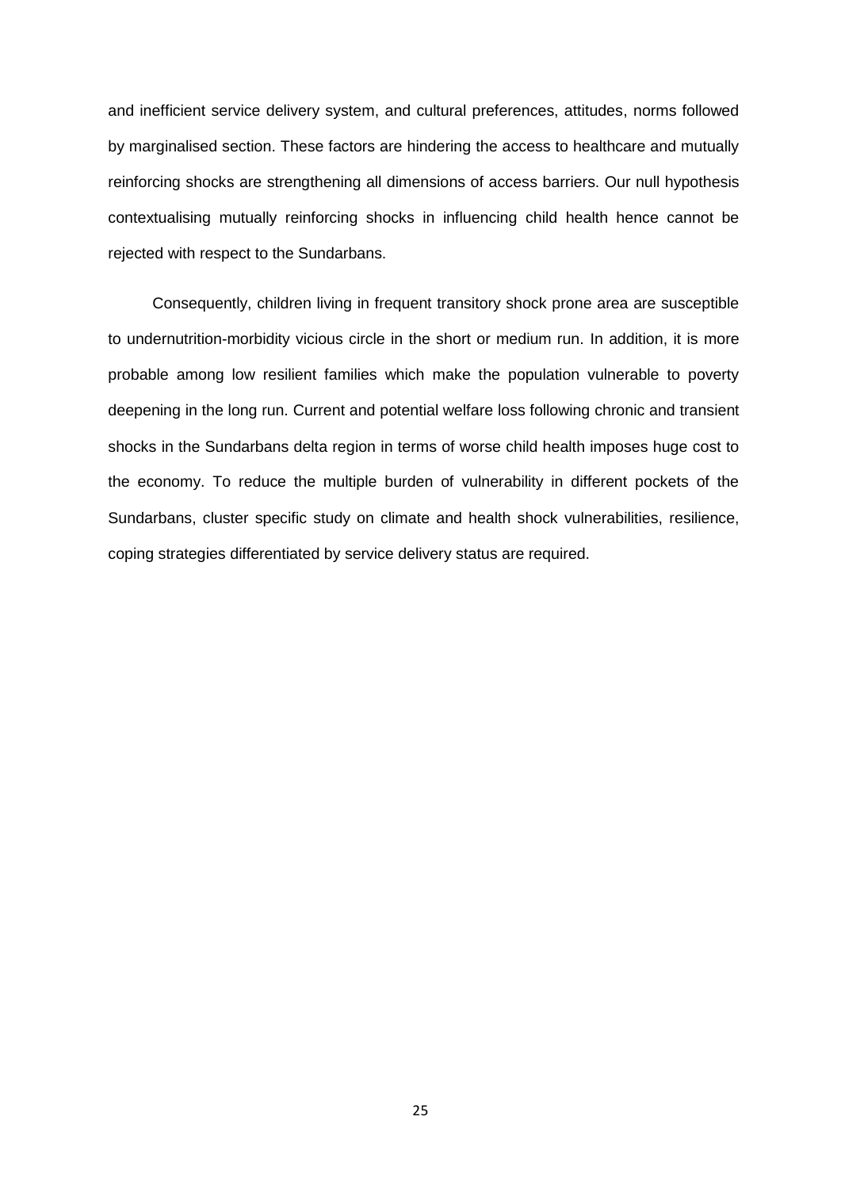and inefficient service delivery system, and cultural preferences, attitudes, norms followed by marginalised section. These factors are hindering the access to healthcare and mutually reinforcing shocks are strengthening all dimensions of access barriers. Our null hypothesis contextualising mutually reinforcing shocks in influencing child health hence cannot be rejected with respect to the Sundarbans.

Consequently, children living in frequent transitory shock prone area are susceptible to undernutrition-morbidity vicious circle in the short or medium run. In addition, it is more probable among low resilient families which make the population vulnerable to poverty deepening in the long run. Current and potential welfare loss following chronic and transient shocks in the Sundarbans delta region in terms of worse child health imposes huge cost to the economy. To reduce the multiple burden of vulnerability in different pockets of the Sundarbans, cluster specific study on climate and health shock vulnerabilities, resilience, coping strategies differentiated by service delivery status are required.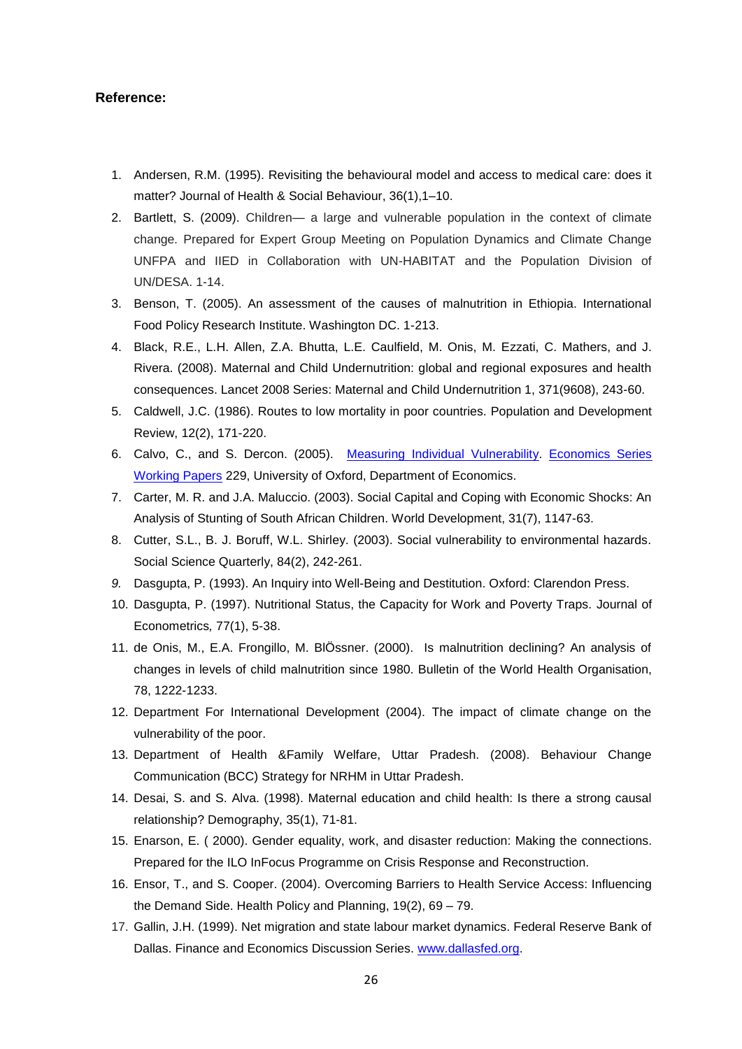**Reference:**

1. Andersen, R.M. (1995). Revisiting the behavioural model and access to medical care: does it matter? Journal of Health & Social Behaviour, 36(1),1–10.
2. Bartlett, S. (2009). Children— a large and vulnerable population in the context of climate change. Prepared for Expert Group Meeting on Population Dynamics and Climate Change UNFPA and IIED in Collaboration with UN-HABITAT and the Population Division of UN/DESA. 1-14.
3. Benson, T. (2005). An assessment of the causes of malnutrition in Ethiopia. International Food Policy Research Institute. Washington DC. 1-213.
4. Black, R.E., L.H. Allen, Z.A. Bhutta, L.E. Caulfield, M. Onis, M. Ezzati, C. Mathers, and J. Rivera. (2008). Maternal and Child Undernutrition: global and regional exposures and health consequences. Lancet 2008 Series: Maternal and Child Undernutrition 1, 371(9608), 243-60.
5. Caldwell, J.C. (1986). Routes to low mortality in poor countries. Population and Development Review, 12(2), 171-220.
6. Calvo, C., and S. Dercon. (2005). Measuring Individual Vulnerability. Economics Series Working Papers 229, University of Oxford, Department of Economics.
7. Carter, M. R. and J.A. Maluccio. (2003). Social Capital and Coping with Economic Shocks: An Analysis of Stunting of South African Children. World Development, 31(7), 1147-63.
8. Cutter, S.L., B. J. Boruff, W.L. Shirley. (2003). Social vulnerability to environmental hazards. Social Science Quarterly, 84(2), 242-261.
9. Dasgupta, P. (1993). An Inquiry into Well-Being and Destitution. Oxford: Clarendon Press.
10. Dasgupta, P. (1997). Nutritional Status, the Capacity for Work and Poverty Traps. Journal of Econometrics, 77(1), 5-38.
11. de Onis, M., E.A. Frongillo, M. BlÖssner. (2000). Is malnutrition declining? An analysis of changes in levels of child malnutrition since 1980. Bulletin of the World Health Organisation, 78, 1222-1233.
12. Department For International Development (2004). The impact of climate change on the vulnerability of the poor.
13. Department of Health &Family Welfare, Uttar Pradesh. (2008). Behaviour Change Communication (BCC) Strategy for NRHM in Uttar Pradesh.
14. Desai, S. and S. Alva. (1998). Maternal education and child health: Is there a strong causal relationship? Demography, 35(1), 71-81.
15. Enarson, E. ( 2000). Gender equality, work, and disaster reduction: Making the connections. Prepared for the ILO InFocus Programme on Crisis Response and Reconstruction.
16. Ensor, T., and S. Cooper. (2004). Overcoming Barriers to Health Service Access: Influencing the Demand Side. Health Policy and Planning, 19(2), 69 – 79.
17. Gallin, J.H. (1999). Net migration and state labour market dynamics. Federal Reserve Bank of Dallas. Finance and Economics Discussion Series. www.dallasfed.org.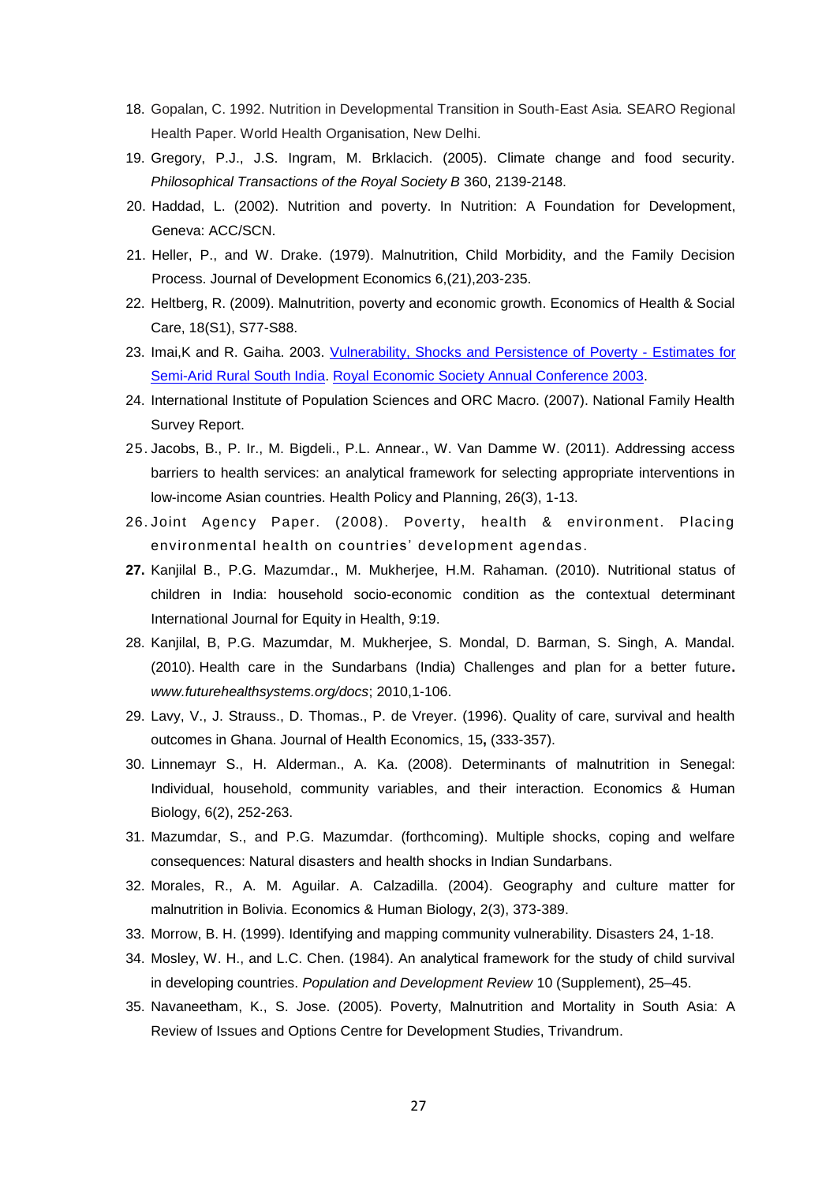18. Gopalan, C. 1992. Nutrition in Developmental Transition in South-East Asia*.* SEARO Regional Health Paper. World Health Organisation, New Delhi.
19. Gregory, P.J., J.S. Ingram, M. Brklacich. (2005). Climate change and food security. *Philosophical Transactions of the Royal Society B* 360, 2139-2148.
20. Haddad, L. (2002). Nutrition and poverty. In Nutrition: A Foundation for Development, Geneva: ACC/SCN.
21. Heller, P., and W. Drake. (1979). Malnutrition, Child Morbidity, and the Family Decision Process. Journal of Development Economics 6,(21),203-235.
22. Heltberg, R. (2009). Malnutrition, poverty and economic growth. Economics of Health & Social Care, 18(S1), S77-S88.
23. Imai,K and R. Gaiha. 2003. Vulnerability, Shocks and Persistence of Poverty - Estimates for Semi-Arid Rural South India. Royal Economic Society Annual Conference 2003.
24. International Institute of Population Sciences and ORC Macro. (2007). National Family Health Survey Report.
25. Jacobs, B., P. Ir., M. Bigdeli., P.L. Annear., W. Van Damme W. (2011). Addressing access barriers to health services: an analytical framework for selecting appropriate interventions in low-income Asian countries. Health Policy and Planning, 26(3), 1-13.
26. Joint Agency Paper. (2008). Poverty, health & environment. Placing environmental health on countries' development agendas.
27. Kanjilal B., P.G. Mazumdar., M. Mukherjee, H.M. Rahaman. (2010). Nutritional status of children in India: household socio-economic condition as the contextual determinant International Journal for Equity in Health, 9:19.
28. Kanjilal, B, P.G. Mazumdar, M. Mukherjee, S. Mondal, D. Barman, S. Singh, A. Mandal. (2010). Health care in the Sundarbans (India) Challenges and plan for a better future**.** *www.futurehealthsystems.org/docs*; 2010,1-106.
29. Lavy, V., J. Strauss., D. Thomas., P. de Vreyer. (1996). Quality of care, survival and health outcomes in Ghana. Journal of Health Economics, 15**,** (333-357).
30. Linnemayr S., H. Alderman., A. Ka. (2008). Determinants of malnutrition in Senegal: Individual, household, community variables, and their interaction. Economics & Human Biology, 6(2), 252-263.
31. Mazumdar, S., and P.G. Mazumdar. (forthcoming). Multiple shocks, coping and welfare consequences: Natural disasters and health shocks in Indian Sundarbans.
32. Morales, R., A. M. Aguilar. A. Calzadilla. (2004). Geography and culture matter for malnutrition in Bolivia. Economics & Human Biology, 2(3), 373-389.
33. Morrow, B. H. (1999). Identifying and mapping community vulnerability. Disasters 24, 1-18.
34. Mosley, W. H., and L.C. Chen. (1984). An analytical framework for the study of child survival in developing countries. *Population and Development Review* 10 (Supplement), 25–45.
35. Navaneetham, K., S. Jose. (2005). Poverty, Malnutrition and Mortality in South Asia: A Review of Issues and Options Centre for Development Studies, Trivandrum.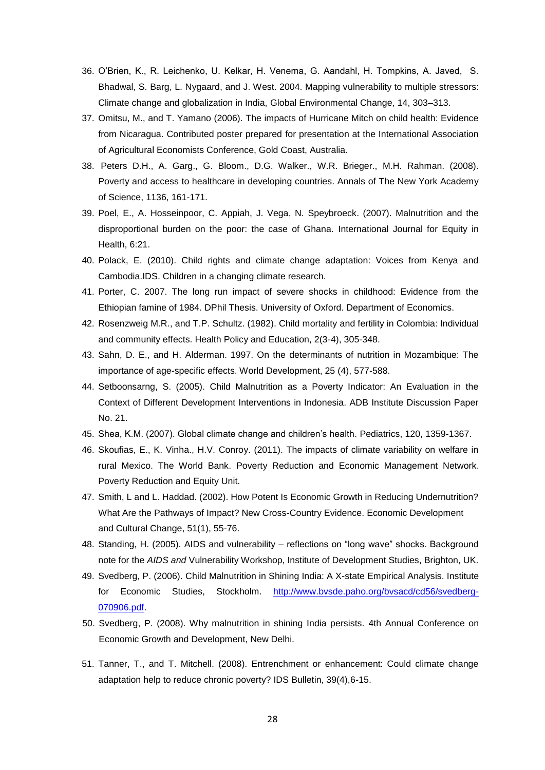36. O'Brien, K., R. Leichenko, U. Kelkar, H. Venema, G. Aandahl, H. Tompkins, A. Javed, S. Bhadwal, S. Barg, L. Nygaard, and J. West. 2004. Mapping vulnerability to multiple stressors: Climate change and globalization in India, Global Environmental Change, 14, 303–313.
37. Omitsu, M., and T. Yamano (2006). The impacts of Hurricane Mitch on child health: Evidence from Nicaragua. Contributed poster prepared for presentation at the International Association of Agricultural Economists Conference, Gold Coast, Australia.
38. Peters D.H., A. Garg., G. Bloom., D.G. Walker., W.R. Brieger., M.H. Rahman. (2008). Poverty and access to healthcare in developing countries. Annals of The New York Academy of Science, 1136, 161-171.
39. Poel, E., A. Hosseinpoor, C. Appiah, J. Vega, N. Speybroeck. (2007). Malnutrition and the disproportional burden on the poor: the case of Ghana. International Journal for Equity in Health, 6:21.
40. Polack, E. (2010). Child rights and climate change adaptation: Voices from Kenya and Cambodia.IDS. Children in a changing climate research.
41. Porter, C. 2007. The long run impact of severe shocks in childhood: Evidence from the Ethiopian famine of 1984. DPhil Thesis. University of Oxford. Department of Economics.
42. Rosenzweig M.R., and T.P. Schultz. (1982). Child mortality and fertility in Colombia: Individual and community effects. Health Policy and Education, 2(3-4), 305-348.
43. Sahn, D. E., and H. Alderman. 1997. On the determinants of nutrition in Mozambique: The importance of age-specific effects. World Development, 25 (4), 577-588.
44. Setboonsarng, S. (2005). Child Malnutrition as a Poverty Indicator: An Evaluation in the Context of Different Development Interventions in Indonesia. ADB Institute Discussion Paper No. 21.
45. Shea, K.M. (2007). Global climate change and children's health. Pediatrics, 120, 1359-1367.
46. Skoufias, E., K. Vinha., H.V. Conroy. (2011). The impacts of climate variability on welfare in rural Mexico. The World Bank. Poverty Reduction and Economic Management Network. Poverty Reduction and Equity Unit.
47. Smith, L and L. Haddad. (2002). How Potent Is Economic Growth in Reducing Undernutrition? What Are the Pathways of Impact? New Cross-Country Evidence. Economic Development and Cultural Change, 51(1), 55-76.
48. Standing, H. (2005). AIDS and vulnerability – reflections on "long wave" shocks. Background note for the *AIDS and* Vulnerability Workshop, Institute of Development Studies, Brighton, UK.
49. Svedberg, P. (2006). Child Malnutrition in Shining India: A X-state Empirical Analysis. Institute for Economic Studies, Stockholm. http://www.bvsde.paho.org/bvsacd/cd56/svedberg-070906.pdf.
50. Svedberg, P. (2008). Why malnutrition in shining India persists. 4th Annual Conference on Economic Growth and Development, New Delhi.
51. Tanner, T., and T. Mitchell. (2008). Entrenchment or enhancement: Could climate change adaptation help to reduce chronic poverty? IDS Bulletin, 39(4),6-15.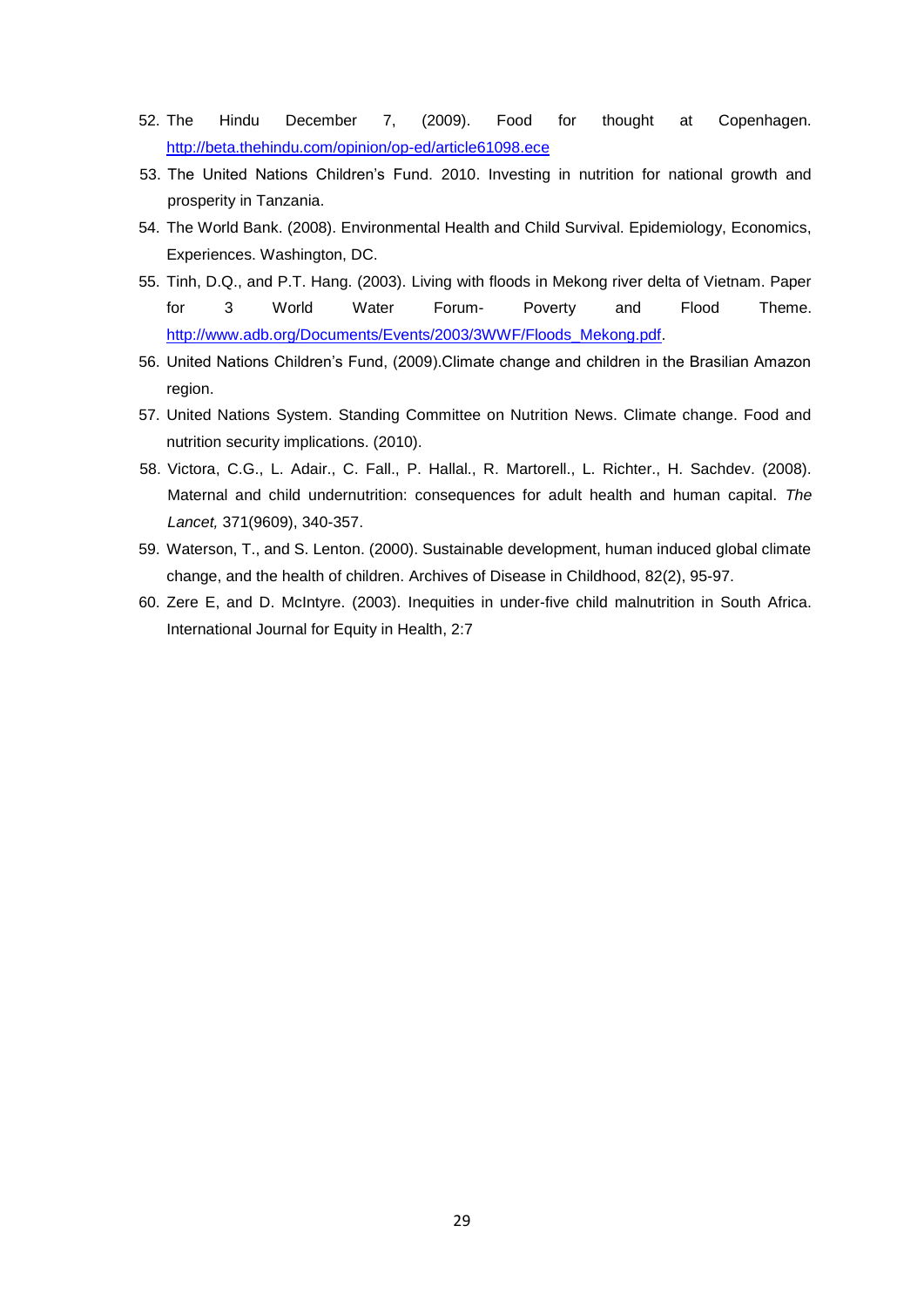52. The Hindu December 7, (2009). Food for thought at Copenhagen. http://beta.thehindu.com/opinion/op-ed/article61098.ece
53. The United Nations Children's Fund. 2010. Investing in nutrition for national growth and prosperity in Tanzania.
54. The World Bank. (2008). Environmental Health and Child Survival. Epidemiology, Economics, Experiences. Washington, DC.
55. Tinh, D.Q., and P.T. Hang. (2003). Living with floods in Mekong river delta of Vietnam. Paper for 3 World Water Forum- Poverty and Flood Theme. http://www.adb.org/Documents/Events/2003/3WWF/Floods_Mekong.pdf.
56. United Nations Children's Fund, (2009).Climate change and children in the Brasilian Amazon region.
57. United Nations System. Standing Committee on Nutrition News. Climate change. Food and nutrition security implications. (2010).
58. Victora, C.G., L. Adair., C. Fall., P. Hallal., R. Martorell., L. Richter., H. Sachdev. (2008). Maternal and child undernutrition: consequences for adult health and human capital. *The Lancet,* 371(9609), 340-357.
59. Waterson, T., and S. Lenton. (2000). Sustainable development, human induced global climate change, and the health of children. Archives of Disease in Childhood, 82(2), 95-97.
60. Zere E, and D. McIntyre. (2003). Inequities in under-five child malnutrition in South Africa. International Journal for Equity in Health, 2:7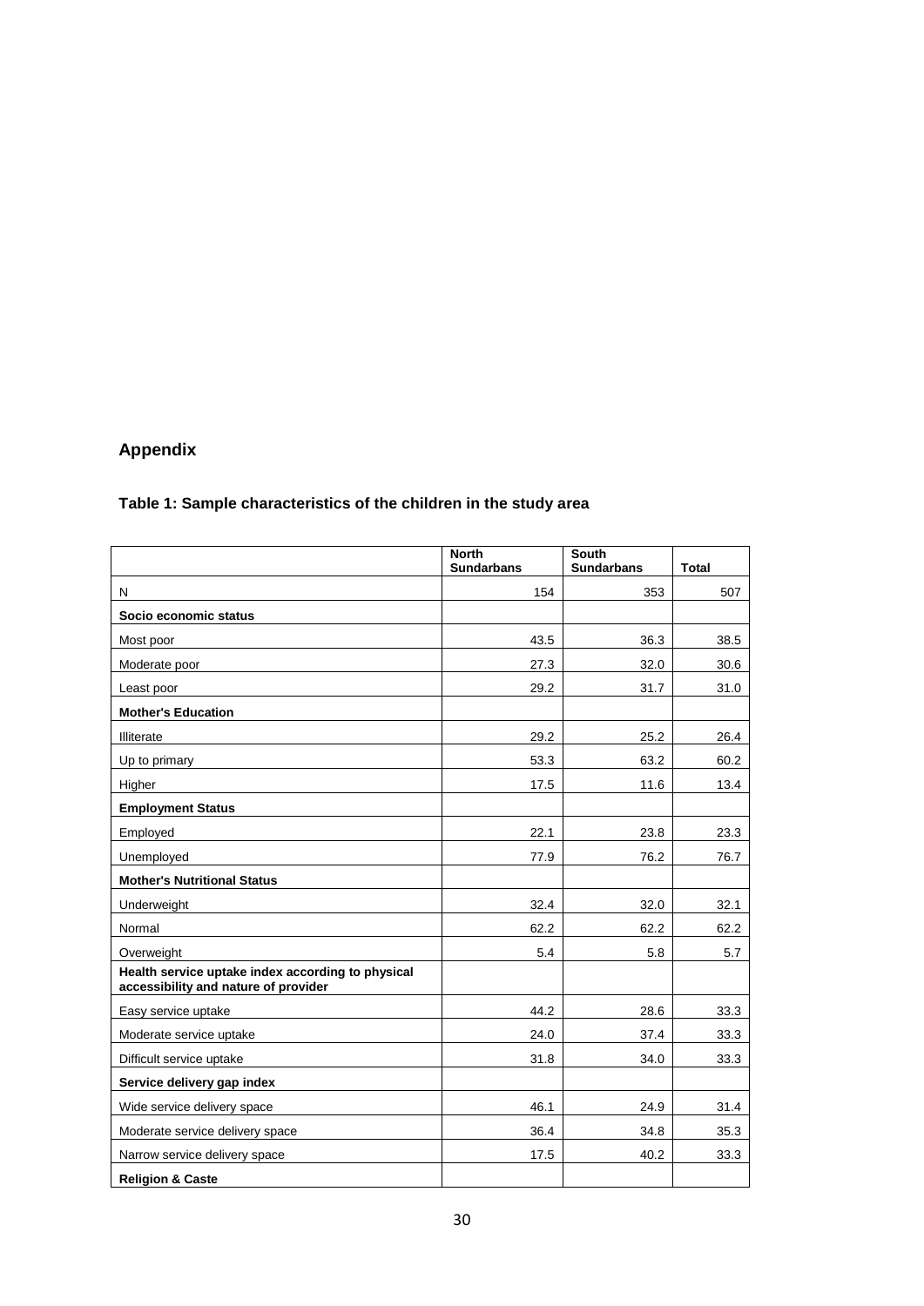## Appendix

### Table 1: Sample characteristics of the children in the study area

| | North Sundarbans | South Sundarbans | Total |
|---|---|---|---|
| N | 154 | 353 | 507 |
| **Socio economic status** | | | |
| Most poor | 43.5 | 36.3 | 38.5 |
| Moderate poor | 27.3 | 32.0 | 30.6 |
| Least poor | 29.2 | 31.7 | 31.0 |
| **Mother's Education** | | | |
| Illiterate | 29.2 | 25.2 | 26.4 |
| Up to primary | 53.3 | 63.2 | 60.2 |
| Higher | 17.5 | 11.6 | 13.4 |
| **Employment Status** | | | |
| Employed | 22.1 | 23.8 | 23.3 |
| Unemployed | 77.9 | 76.2 | 76.7 |
| **Mother's Nutritional Status** | | | |
| Underweight | 32.4 | 32.0 | 32.1 |
| Normal | 62.2 | 62.2 | 62.2 |
| Overweight | 5.4 | 5.8 | 5.7 |
| **Health service uptake index according to physical accessibility and nature of provider** | | | |
| Easy service uptake | 44.2 | 28.6 | 33.3 |
| Moderate service uptake | 24.0 | 37.4 | 33.3 |
| Difficult service uptake | 31.8 | 34.0 | 33.3 |
| **Service delivery gap index** | | | |
| Wide service delivery space | 46.1 | 24.9 | 31.4 |
| Moderate service delivery space | 36.4 | 34.8 | 35.3 |
| Narrow service delivery space | 17.5 | 40.2 | 33.3 |
| **Religion & Caste** | | | |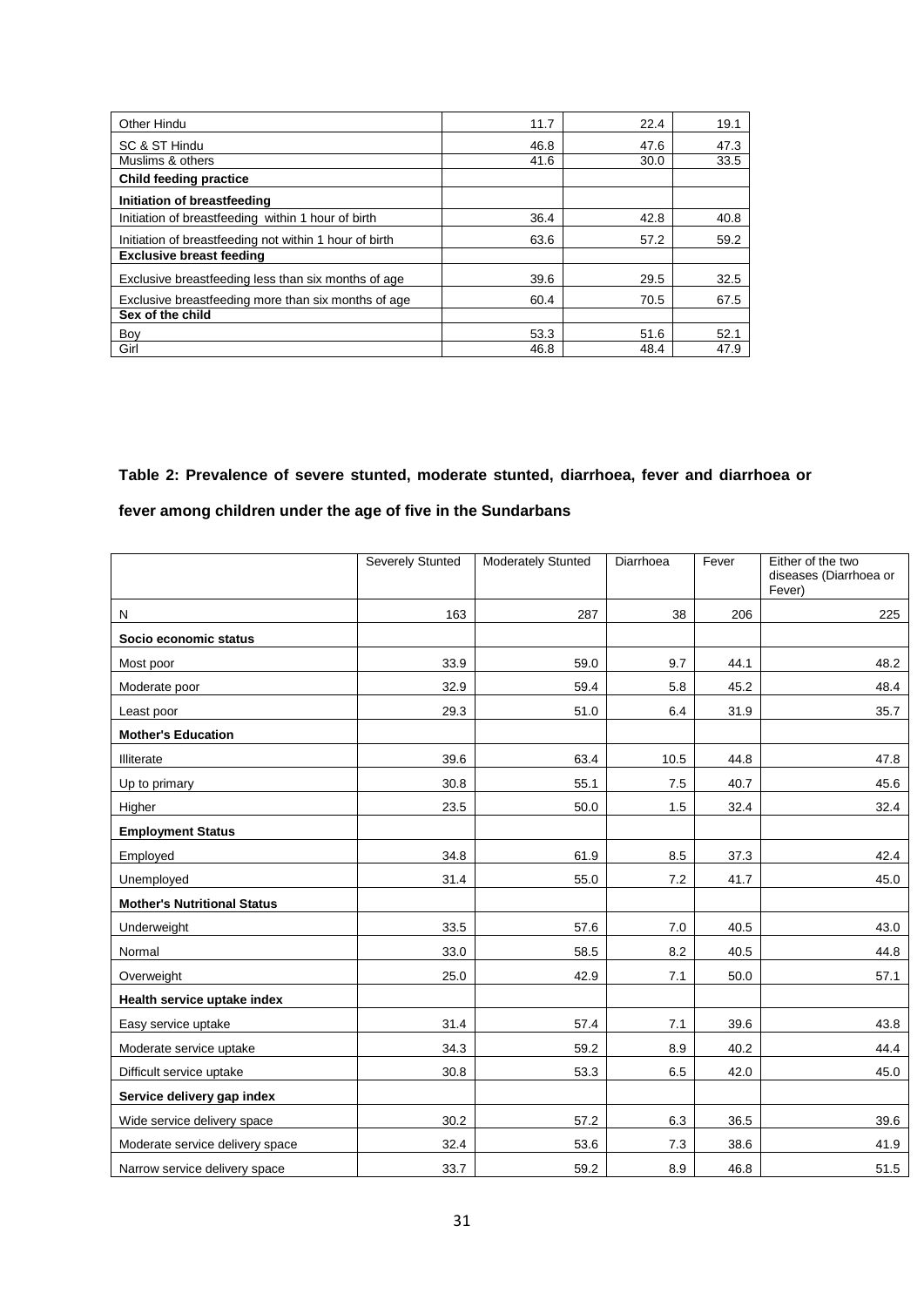| | | | |
|---|---|---|---|
| Other Hindu | 11.7 | 22.4 | 19.1 |
| SC & ST Hindu | 46.8 | 47.6 | 47.3 |
| Muslims & others | 41.6 | 30.0 | 33.5 |
| **Child feeding practice** | | | |
| **Initiation of breastfeeding** | | | |
| Initiation of breastfeeding within 1 hour of birth | 36.4 | 42.8 | 40.8 |
| Initiation of breastfeeding not within 1 hour of birth | 63.6 | 57.2 | 59.2 |
| **Exclusive breast feeding** | | | |
| Exclusive breastfeeding less than six months of age | 39.6 | 29.5 | 32.5 |
| Exclusive breastfeeding more than six months of age | 60.4 | 70.5 | 67.5 |
| **Sex of the child** | | | |
| Boy | 53.3 | 51.6 | 52.1 |
| Girl | 46.8 | 48.4 | 47.9 |

**Table 2: Prevalence of severe stunted, moderate stunted, diarrhoea, fever and diarrhoea or fever among children under the age of five in the Sundarbans**

| | Severely Stunted | Moderately Stunted | Diarrhoea | Fever | Either of the two diseases (Diarrhoea or Fever) |
|---|---|---|---|---|---|
| N | 163 | 287 | 38 | 206 | 225 |
| **Socio economic status** | | | | | |
| Most poor | 33.9 | 59.0 | 9.7 | 44.1 | 48.2 |
| Moderate poor | 32.9 | 59.4 | 5.8 | 45.2 | 48.4 |
| Least poor | 29.3 | 51.0 | 6.4 | 31.9 | 35.7 |
| **Mother's Education** | | | | | |
| Illiterate | 39.6 | 63.4 | 10.5 | 44.8 | 47.8 |
| Up to primary | 30.8 | 55.1 | 7.5 | 40.7 | 45.6 |
| Higher | 23.5 | 50.0 | 1.5 | 32.4 | 32.4 |
| **Employment Status** | | | | | |
| Employed | 34.8 | 61.9 | 8.5 | 37.3 | 42.4 |
| Unemployed | 31.4 | 55.0 | 7.2 | 41.7 | 45.0 |
| **Mother's Nutritional Status** | | | | | |
| Underweight | 33.5 | 57.6 | 7.0 | 40.5 | 43.0 |
| Normal | 33.0 | 58.5 | 8.2 | 40.5 | 44.8 |
| Overweight | 25.0 | 42.9 | 7.1 | 50.0 | 57.1 |
| **Health service uptake index** | | | | | |
| Easy service uptake | 31.4 | 57.4 | 7.1 | 39.6 | 43.8 |
| Moderate service uptake | 34.3 | 59.2 | 8.9 | 40.2 | 44.4 |
| Difficult service uptake | 30.8 | 53.3 | 6.5 | 42.0 | 45.0 |
| **Service delivery gap index** | | | | | |
| Wide service delivery space | 30.2 | 57.2 | 6.3 | 36.5 | 39.6 |
| Moderate service delivery space | 32.4 | 53.6 | 7.3 | 38.6 | 41.9 |
| Narrow service delivery space | 33.7 | 59.2 | 8.9 | 46.8 | 51.5 |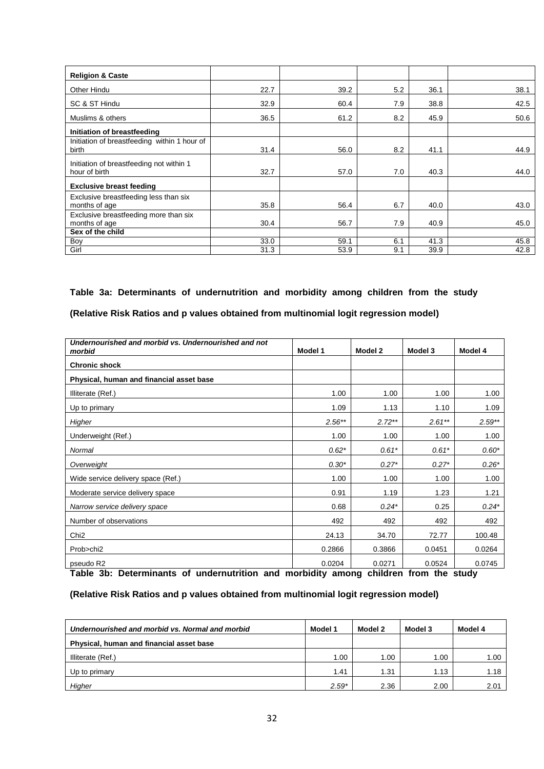| | | | | | |
|---|---|---|---|---|---|
| **Religion & Caste** | | | | | |
| Other Hindu | 22.7 | 39.2 | 5.2 | 36.1 | 38.1 |
| SC & ST Hindu | 32.9 | 60.4 | 7.9 | 38.8 | 42.5 |
| Muslims & others | 36.5 | 61.2 | 8.2 | 45.9 | 50.6 |
| **Initiation of breastfeeding** | | | | | |
| Initiation of breastfeeding within 1 hour of birth | 31.4 | 56.0 | 8.2 | 41.1 | 44.9 |
| Initiation of breastfeeding not within 1 hour of birth | 32.7 | 57.0 | 7.0 | 40.3 | 44.0 |
| **Exclusive breast feeding** | | | | | |
| Exclusive breastfeeding less than six months of age | 35.8 | 56.4 | 6.7 | 40.0 | 43.0 |
| Exclusive breastfeeding more than six months of age | 30.4 | 56.7 | 7.9 | 40.9 | 45.0 |
| **Sex of the child** | | | | | |
| Boy | 33.0 | 59.1 | 6.1 | 41.3 | 45.8 |
| Girl | 31.3 | 53.9 | 9.1 | 39.9 | 42.8 |

**Table 3a: Determinants of undernutrition and morbidity among children from the study**

**(Relative Risk Ratios and p values obtained from multinomial logit regression model)**

| *Undernourished and morbid vs. Undernourished and not morbid* | Model 1 | Model 2 | Model 3 | Model 4 |
|---|---|---|---|---|
| **Chronic shock** | | | | |
| **Physical, human and financial asset base** | | | | |
| Illiterate (Ref.) | 1.00 | 1.00 | 1.00 | 1.00 |
| Up to primary | 1.09 | 1.13 | 1.10 | 1.09 |
| *Higher* | *2.56*** | *2.72*** | *2.61*** | *2.59*** |
| Underweight (Ref.) | 1.00 | 1.00 | 1.00 | 1.00 |
| *Normal* | *0.62** | *0.61** | *0.61** | *0.60** |
| *Overweight* | *0.30** | *0.27** | *0.27** | *0.26** |
| Wide service delivery space (Ref.) | 1.00 | 1.00 | 1.00 | 1.00 |
| Moderate service delivery space | 0.91 | 1.19 | 1.23 | 1.21 |
| *Narrow service delivery space* | 0.68 | *0.24** | 0.25 | *0.24** |
| Number of observations | 492 | 492 | 492 | 492 |
| Chi2 | 24.13 | 34.70 | 72.77 | 100.48 |
| Prob>chi2 | 0.2866 | 0.3866 | 0.0451 | 0.0264 |
| pseudo R2 | 0.0204 | 0.0271 | 0.0524 | 0.0745 |

**Table 3b: Determinants of undernutrition and morbidity among children from the study**

**(Relative Risk Ratios and p values obtained from multinomial logit regression model)**

| *Undernourished and morbid vs. Normal and morbid* | Model 1 | Model 2 | Model 3 | Model 4 |
|---|---|---|---|---|
| **Physical, human and financial asset base** | | | | |
| Illiterate (Ref.) | 1.00 | 1.00 | 1.00 | 1.00 |
| Up to primary | 1.41 | 1.31 | 1.13 | 1.18 |
| *Higher* | *2.59** | 2.36 | 2.00 | 2.01 |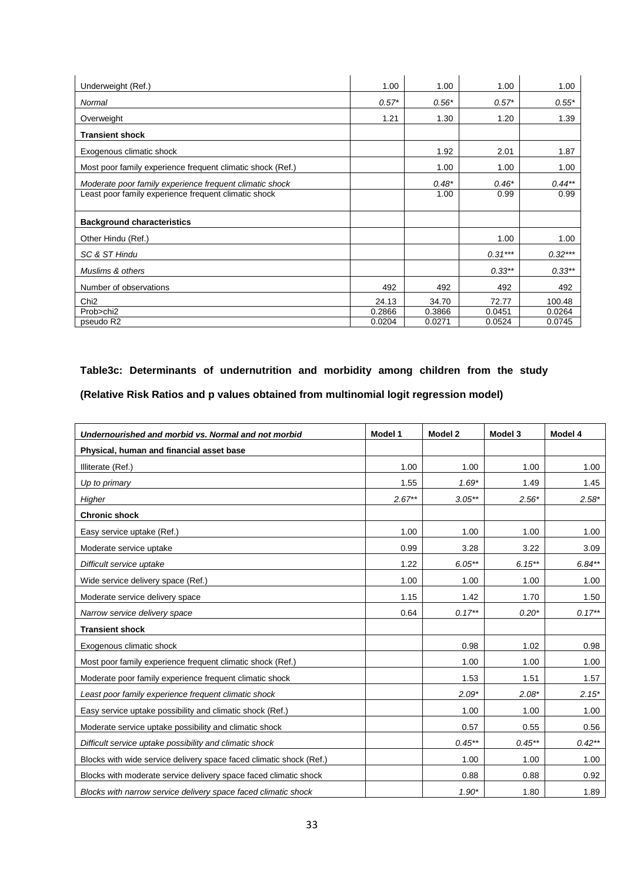| | | | | |
|---|---|---|---|---|
| Underweight (Ref.) | 1.00 | 1.00 | 1.00 | 1.00 |
| *Normal* | *0.57** | *0.56** | *0.57** | *0.55** |
| Overweight | 1.21 | 1.30 | 1.20 | 1.39 |
| **Transient shock** | | | | |
| Exogenous climatic shock | | 1.92 | 2.01 | 1.87 |
| Most poor family experience frequent climatic shock (Ref.) | | 1.00 | 1.00 | 1.00 |
| *Moderate poor family experience frequent climatic shock* | | *0.48** | *0.46** | *0.44*** |
| Least poor family experience frequent climatic shock | | 1.00 | 0.99 | 0.99 |
| **Background characteristics** | | | | |
| Other Hindu (Ref.) | | | 1.00 | 1.00 |
| *SC & ST Hindu* | | | *0.31**** | *0.32**** |
| *Muslims & others* | | | *0.33*** | *0.33*** |
| Number of observations | 492 | 492 | 492 | 492 |
| Chi2 | 24.13 | 34.70 | 72.77 | 100.48 |
| Prob>chi2 | 0.2866 | 0.3866 | 0.0451 | 0.0264 |
| pseudo R2 | 0.0204 | 0.0271 | 0.0524 | 0.0745 |

**Table3c: Determinants of undernutrition and morbidity among children from the study**

**(Relative Risk Ratios and p values obtained from multinomial logit regression model)**

| *Undernourished and morbid vs. Normal and not morbid* | Model 1 | Model 2 | Model 3 | Model 4 |
|---|---|---|---|---|
| **Physical, human and financial asset base** | | | | |
| Illiterate (Ref.) | 1.00 | 1.00 | 1.00 | 1.00 |
| *Up to primary* | 1.55 | *1.69** | 1.49 | 1.45 |
| *Higher* | *2.67*** | *3.05*** | *2.56** | *2.58** |
| **Chronic shock** | | | | |
| Easy service uptake (Ref.) | 1.00 | 1.00 | 1.00 | 1.00 |
| Moderate service uptake | 0.99 | 3.28 | 3.22 | 3.09 |
| *Difficult service uptake* | 1.22 | *6.05*** | *6.15*** | *6.84*** |
| Wide service delivery space (Ref.) | 1.00 | 1.00 | 1.00 | 1.00 |
| Moderate service delivery space | 1.15 | 1.42 | 1.70 | 1.50 |
| *Narrow service delivery space* | 0.64 | *0.17*** | *0.20** | *0.17*** |
| **Transient shock** | | | | |
| Exogenous climatic shock | | 0.98 | 1.02 | 0.98 |
| Most poor family experience frequent climatic shock (Ref.) | | 1.00 | 1.00 | 1.00 |
| Moderate poor family experience frequent climatic shock | | 1.53 | 1.51 | 1.57 |
| *Least poor family experience frequent climatic shock* | | *2.09** | *2.08** | *2.15** |
| Easy service uptake possibility and climatic shock (Ref.) | | 1.00 | 1.00 | 1.00 |
| Moderate service uptake possibility and climatic shock | | 0.57 | 0.55 | 0.56 |
| *Difficult service uptake possibility and climatic shock* | | *0.45*** | *0.45*** | *0.42*** |
| Blocks with wide service delivery space faced climatic shock (Ref.) | | 1.00 | 1.00 | 1.00 |
| Blocks with moderate service delivery space faced climatic shock | | 0.88 | 0.88 | 0.92 |
| *Blocks with narrow service delivery space faced climatic shock* | | *1.90** | 1.80 | 1.89 |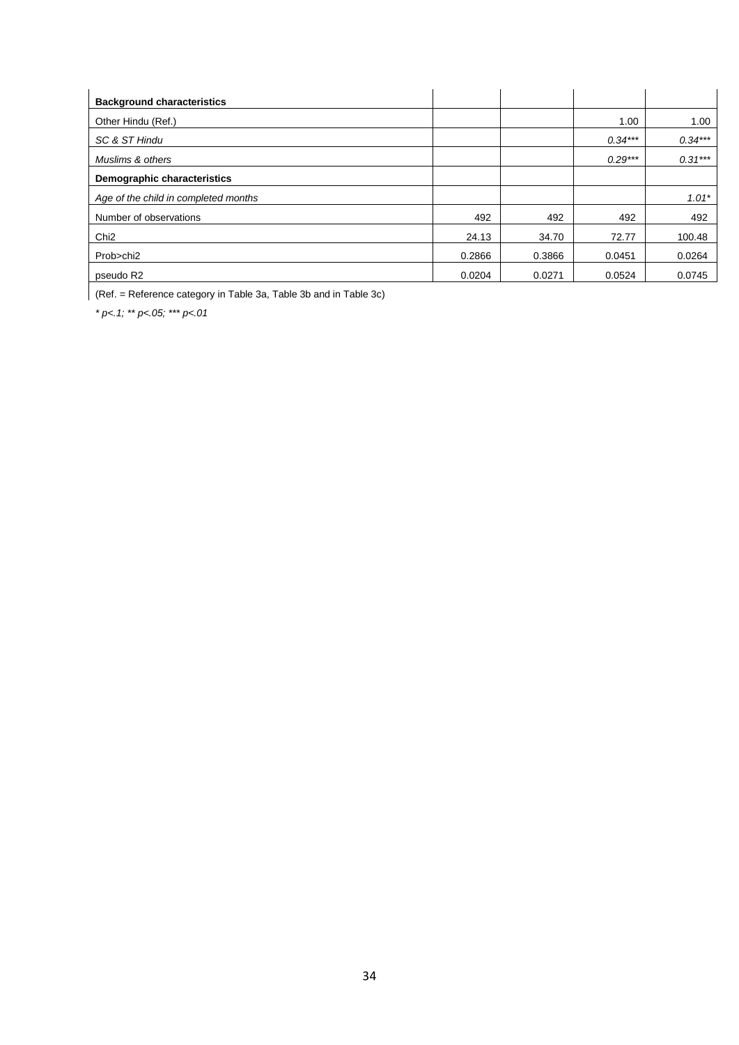| | | | | |
|---|---|---|---|---|
| **Background characteristics** | | | | |
| Other Hindu (Ref.) | | | 1.00 | 1.00 |
| *SC & ST Hindu* | | | *0.34**** | *0.34**** |
| *Muslims & others* | | | *0.29**** | *0.31**** |
| **Demographic characteristics** | | | | |
| *Age of the child in completed months* | | | | *1.01** |
| Number of observations | 492 | 492 | 492 | 492 |
| Chi2 | 24.13 | 34.70 | 72.77 | 100.48 |
| Prob>chi2 | 0.2866 | 0.3866 | 0.0451 | 0.0264 |
| pseudo R2 | 0.0204 | 0.0271 | 0.0524 | 0.0745 |

(Ref. = Reference category in Table 3a, Table 3b and in Table 3c)

*\* p<.1; \*\* p<.05; \*\*\* p<.01*